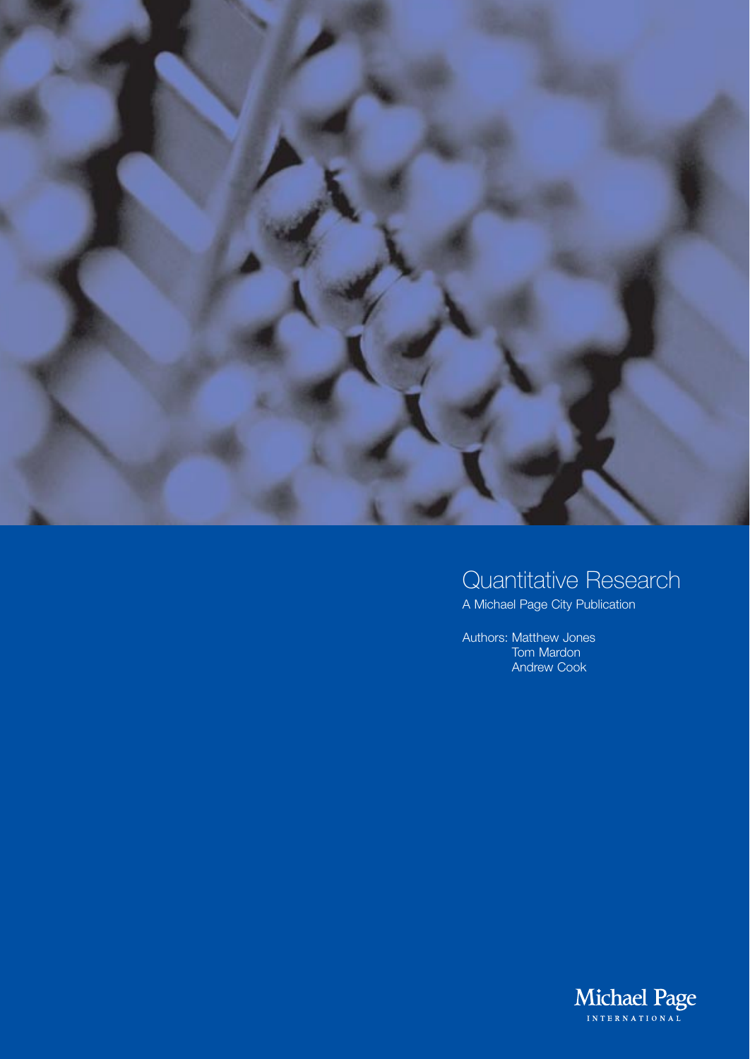# Quantitative Research

A Michael Page City Publication

Authors: Matthew Jones
Tom Mardon
Andrew Cook

Michael Page
INTERNATIONAL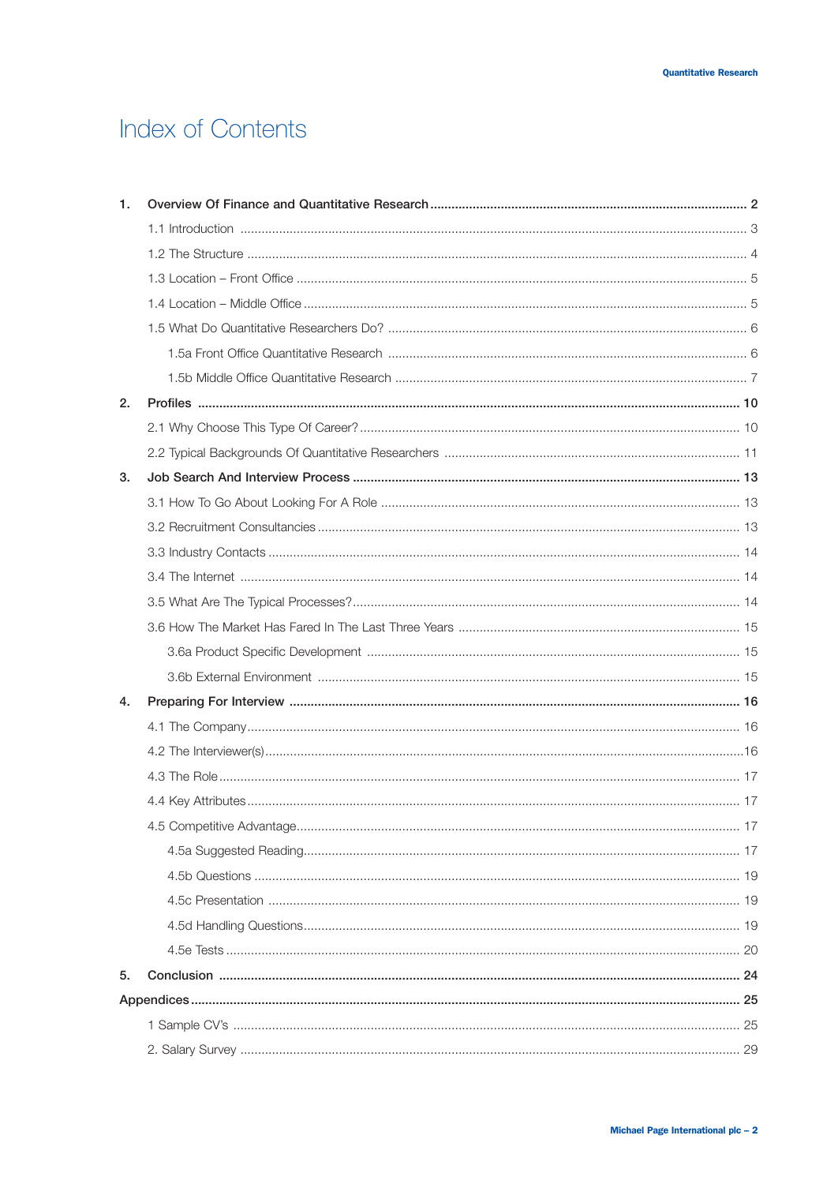# Index of Contents

1. **Overview Of Finance and Quantitative Research** ........ **2**
   - 1.1 Introduction ........ 3
   - 1.2 The Structure ........ 4
   - 1.3 Location – Front Office ........ 5
   - 1.4 Location – Middle Office ........ 5
   - 1.5 What Do Quantitative Researchers Do? ........ 6
     - 1.5a Front Office Quantitative Research ........ 6
     - 1.5b Middle Office Quantitative Research ........ 7
2. **Profiles** ........ **10**
   - 2.1 Why Choose This Type Of Career? ........ 10
   - 2.2 Typical Backgrounds Of Quantitative Researchers ........ 11
3. **Job Search And Interview Process** ........ **13**
   - 3.1 How To Go About Looking For A Role ........ 13
   - 3.2 Recruitment Consultancies ........ 13
   - 3.3 Industry Contacts ........ 14
   - 3.4 The Internet ........ 14
   - 3.5 What Are The Typical Processes? ........ 14
   - 3.6 How The Market Has Fared In The Last Three Years ........ 15
     - 3.6a Product Specific Development ........ 15
     - 3.6b External Environment ........ 15
4. **Preparing For Interview** ........ **16**
   - 4.1 The Company ........ 16
   - 4.2 The Interviewer(s) ........ 16
   - 4.3 The Role ........ 17
   - 4.4 Key Attributes ........ 17
   - 4.5 Competitive Advantage ........ 17
     - 4.5a Suggested Reading ........ 17
     - 4.5b Questions ........ 19
     - 4.5c Presentation ........ 19
     - 4.5d Handling Questions ........ 19
     - 4.5e Tests ........ 20
5. **Conclusion** ........ **24**

**Appendices** ........ **25**

- 1 Sample CV's ........ 25
- 2. Salary Survey ........ 29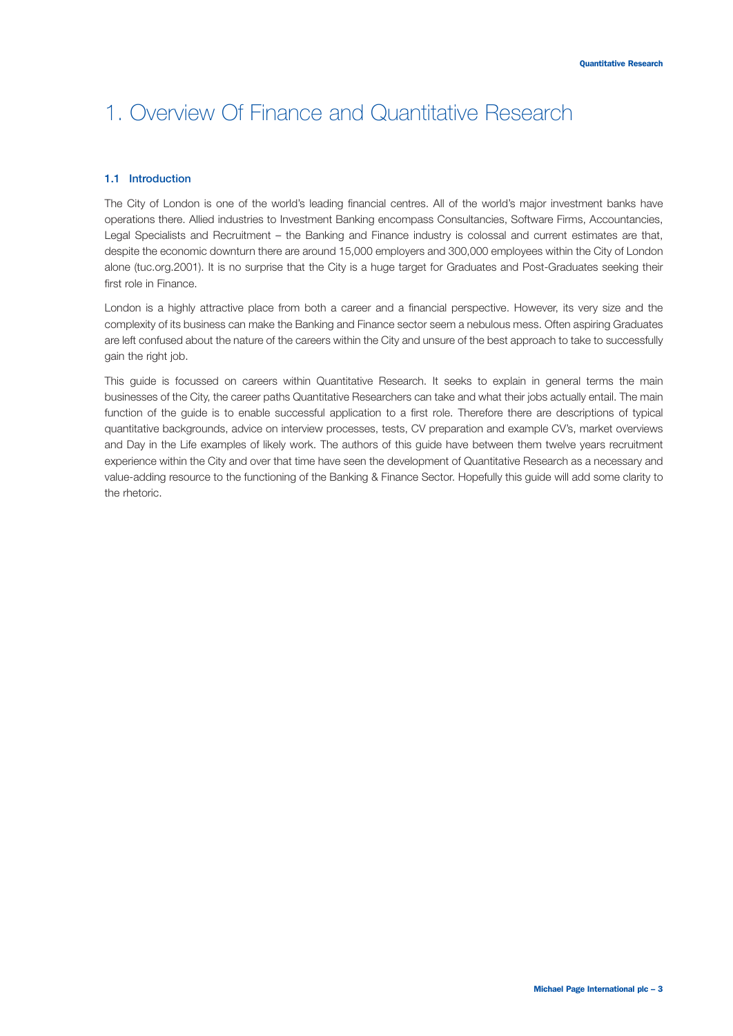# 1. Overview Of Finance and Quantitative Research

## 1.1 Introduction

The City of London is one of the world's leading financial centres. All of the world's major investment banks have operations there. Allied industries to Investment Banking encompass Consultancies, Software Firms, Accountancies, Legal Specialists and Recruitment – the Banking and Finance industry is colossal and current estimates are that, despite the economic downturn there are around 15,000 employers and 300,000 employees within the City of London alone (tuc.org.2001). It is no surprise that the City is a huge target for Graduates and Post-Graduates seeking their first role in Finance.

London is a highly attractive place from both a career and a financial perspective. However, its very size and the complexity of its business can make the Banking and Finance sector seem a nebulous mess. Often aspiring Graduates are left confused about the nature of the careers within the City and unsure of the best approach to take to successfully gain the right job.

This guide is focussed on careers within Quantitative Research. It seeks to explain in general terms the main businesses of the City, the career paths Quantitative Researchers can take and what their jobs actually entail. The main function of the guide is to enable successful application to a first role. Therefore there are descriptions of typical quantitative backgrounds, advice on interview processes, tests, CV preparation and example CV's, market overviews and Day in the Life examples of likely work. The authors of this guide have between them twelve years recruitment experience within the City and over that time have seen the development of Quantitative Research as a necessary and value-adding resource to the functioning of the Banking & Finance Sector. Hopefully this guide will add some clarity to the rhetoric.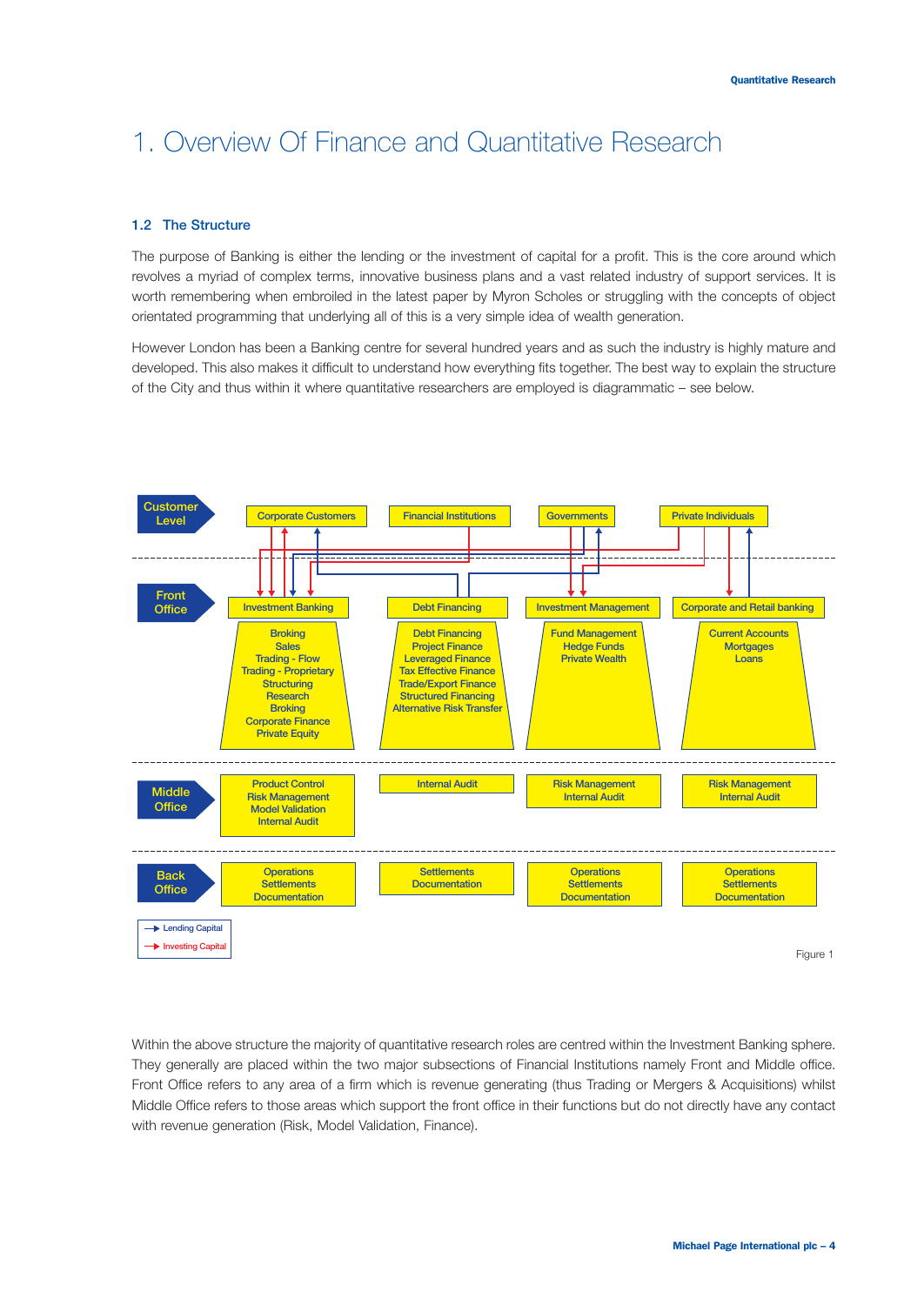# 1. Overview Of Finance and Quantitative Research

### 1.2 The Structure

The purpose of Banking is either the lending or the investment of capital for a profit. This is the core around which revolves a myriad of complex terms, innovative business plans and a vast related industry of support services. It is worth remembering when embroiled in the latest paper by Myron Scholes or struggling with the concepts of object orientated programming that underlying all of this is a very simple idea of wealth generation.

However London has been a Banking centre for several hundred years and as such the industry is highly mature and developed. This also makes it difficult to understand how everything fits together. The best way to explain the structure of the City and thus within it where quantitative researchers are employed is diagrammatic – see below.

| Level | | | | |
|---|---|---|---|---|
| Customer Level | Corporate Customers | Financial Institutions | Governments | Private Individuals |
| Front Office | Investment Banking | Debt Financing | Investment Management | Corporate and Retail banking |
| | Broking, Sales, Trading - Flow, Trading - Proprietary, Structuring, Research, Broking, Corporate Finance, Private Equity | Debt Financing, Project Finance, Leveraged Finance, Tax Effective Finance, Trade/Export Finance, Structured Financing, Alternative Risk Transfer | Fund Management, Hedge Funds, Private Wealth | Current Accounts, Mortgages, Loans |
| Middle Office | Product Control, Risk Management, Model Validation, Internal Audit | Internal Audit | Risk Management, Internal Audit | Risk Management, Internal Audit |
| Back Office | Operations, Settlements, Documentation | Settlements, Documentation | Operations, Settlements, Documentation | Operations, Settlements, Documentation |

Legend: Lending Capital; Investing Capital

Figure 1

Within the above structure the majority of quantitative research roles are centred within the Investment Banking sphere. They generally are placed within the two major subsections of Financial Institutions namely Front and Middle office. Front Office refers to any area of a firm which is revenue generating (thus Trading or Mergers & Acquisitions) whilst Middle Office refers to those areas which support the front office in their functions but do not directly have any contact with revenue generation (Risk, Model Validation, Finance).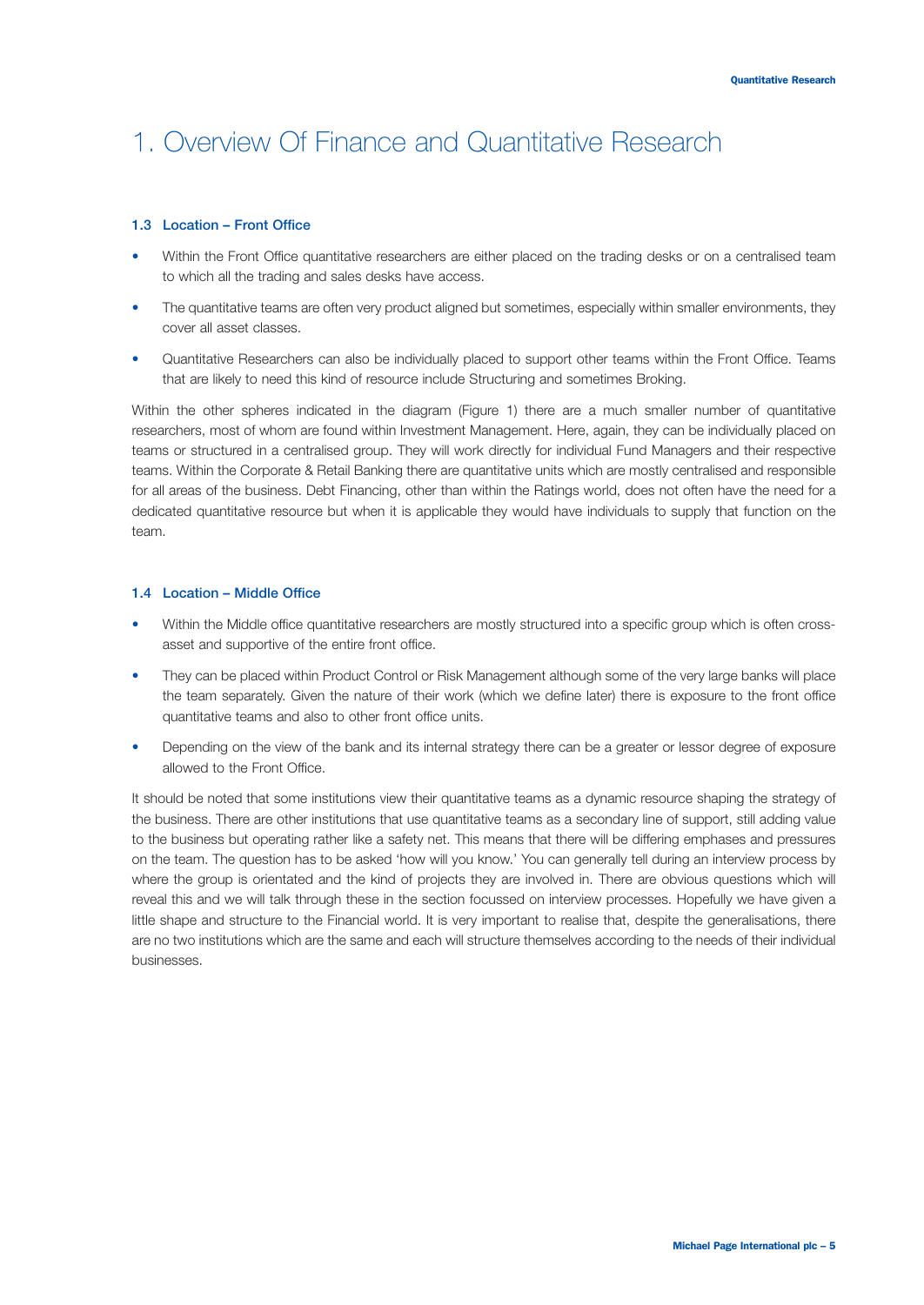# 1. Overview Of Finance and Quantitative Research

### 1.3 Location – Front Office

- Within the Front Office quantitative researchers are either placed on the trading desks or on a centralised team to which all the trading and sales desks have access.
- The quantitative teams are often very product aligned but sometimes, especially within smaller environments, they cover all asset classes.
- Quantitative Researchers can also be individually placed to support other teams within the Front Office. Teams that are likely to need this kind of resource include Structuring and sometimes Broking.

Within the other spheres indicated in the diagram (Figure 1) there are a much smaller number of quantitative researchers, most of whom are found within Investment Management. Here, again, they can be individually placed on teams or structured in a centralised group. They will work directly for individual Fund Managers and their respective teams. Within the Corporate & Retail Banking there are quantitative units which are mostly centralised and responsible for all areas of the business. Debt Financing, other than within the Ratings world, does not often have the need for a dedicated quantitative resource but when it is applicable they would have individuals to supply that function on the team.

### 1.4 Location – Middle Office

- Within the Middle office quantitative researchers are mostly structured into a specific group which is often cross-asset and supportive of the entire front office.
- They can be placed within Product Control or Risk Management although some of the very large banks will place the team separately. Given the nature of their work (which we define later) there is exposure to the front office quantitative teams and also to other front office units.
- Depending on the view of the bank and its internal strategy there can be a greater or lessor degree of exposure allowed to the Front Office.

It should be noted that some institutions view their quantitative teams as a dynamic resource shaping the strategy of the business. There are other institutions that use quantitative teams as a secondary line of support, still adding value to the business but operating rather like a safety net. This means that there will be differing emphases and pressures on the team. The question has to be asked 'how will you know.' You can generally tell during an interview process by where the group is orientated and the kind of projects they are involved in. There are obvious questions which will reveal this and we will talk through these in the section focussed on interview processes. Hopefully we have given a little shape and structure to the Financial world. It is very important to realise that, despite the generalisations, there are no two institutions which are the same and each will structure themselves according to the needs of their individual businesses.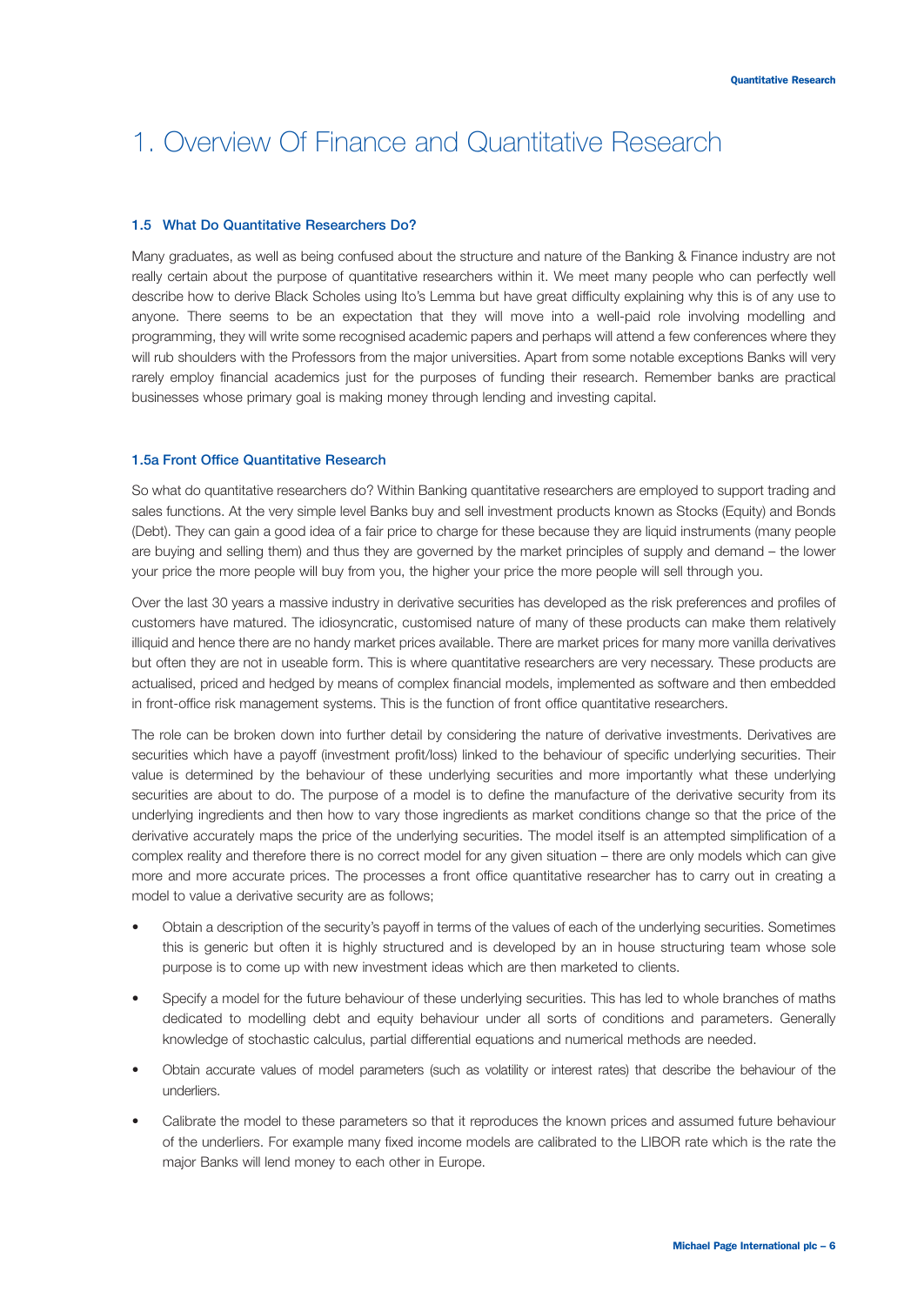# 1. Overview Of Finance and Quantitative Research

### 1.5 What Do Quantitative Researchers Do?

Many graduates, as well as being confused about the structure and nature of the Banking & Finance industry are not really certain about the purpose of quantitative researchers within it. We meet many people who can perfectly well describe how to derive Black Scholes using Ito's Lemma but have great difficulty explaining why this is of any use to anyone. There seems to be an expectation that they will move into a well-paid role involving modelling and programming, they will write some recognised academic papers and perhaps will attend a few conferences where they will rub shoulders with the Professors from the major universities. Apart from some notable exceptions Banks will very rarely employ financial academics just for the purposes of funding their research. Remember banks are practical businesses whose primary goal is making money through lending and investing capital.

### 1.5a Front Office Quantitative Research

So what do quantitative researchers do? Within Banking quantitative researchers are employed to support trading and sales functions. At the very simple level Banks buy and sell investment products known as Stocks (Equity) and Bonds (Debt). They can gain a good idea of a fair price to charge for these because they are liquid instruments (many people are buying and selling them) and thus they are governed by the market principles of supply and demand – the lower your price the more people will buy from you, the higher your price the more people will sell through you.

Over the last 30 years a massive industry in derivative securities has developed as the risk preferences and profiles of customers have matured. The idiosyncratic, customised nature of many of these products can make them relatively illiquid and hence there are no handy market prices available. There are market prices for many more vanilla derivatives but often they are not in useable form. This is where quantitative researchers are very necessary. These products are actualised, priced and hedged by means of complex financial models, implemented as software and then embedded in front-office risk management systems. This is the function of front office quantitative researchers.

The role can be broken down into further detail by considering the nature of derivative investments. Derivatives are securities which have a payoff (investment profit/loss) linked to the behaviour of specific underlying securities. Their value is determined by the behaviour of these underlying securities and more importantly what these underlying securities are about to do. The purpose of a model is to define the manufacture of the derivative security from its underlying ingredients and then how to vary those ingredients as market conditions change so that the price of the derivative accurately maps the price of the underlying securities. The model itself is an attempted simplification of a complex reality and therefore there is no correct model for any given situation – there are only models which can give more and more accurate prices. The processes a front office quantitative researcher has to carry out in creating a model to value a derivative security are as follows;

- Obtain a description of the security's payoff in terms of the values of each of the underlying securities. Sometimes this is generic but often it is highly structured and is developed by an in house structuring team whose sole purpose is to come up with new investment ideas which are then marketed to clients.
- Specify a model for the future behaviour of these underlying securities. This has led to whole branches of maths dedicated to modelling debt and equity behaviour under all sorts of conditions and parameters. Generally knowledge of stochastic calculus, partial differential equations and numerical methods are needed.
- Obtain accurate values of model parameters (such as volatility or interest rates) that describe the behaviour of the underliers.
- Calibrate the model to these parameters so that it reproduces the known prices and assumed future behaviour of the underliers. For example many fixed income models are calibrated to the LIBOR rate which is the rate the major Banks will lend money to each other in Europe.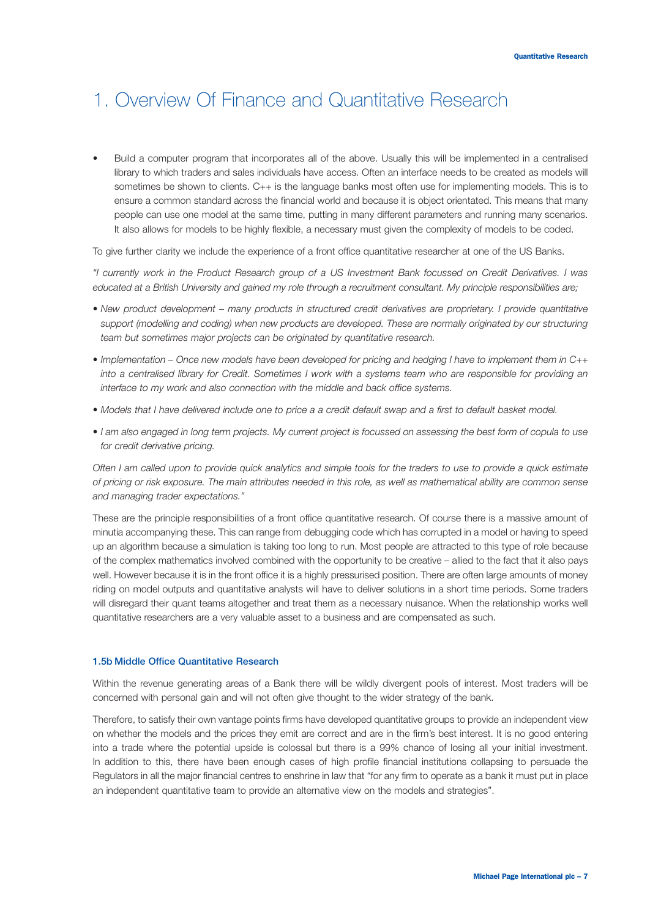# 1. Overview Of Finance and Quantitative Research

- Build a computer program that incorporates all of the above. Usually this will be implemented in a centralised library to which traders and sales individuals have access. Often an interface needs to be created as models will sometimes be shown to clients. C++ is the language banks most often use for implementing models. This is to ensure a common standard across the financial world and because it is object orientated. This means that many people can use one model at the same time, putting in many different parameters and running many scenarios. It also allows for models to be highly flexible, a necessary must given the complexity of models to be coded.

To give further clarity we include the experience of a front office quantitative researcher at one of the US Banks.

*"I currently work in the Product Research group of a US Investment Bank focussed on Credit Derivatives. I was educated at a British University and gained my role through a recruitment consultant. My principle responsibilities are;*

- *New product development – many products in structured credit derivatives are proprietary. I provide quantitative support (modelling and coding) when new products are developed. These are normally originated by our structuring team but sometimes major projects can be originated by quantitative research.*
- *Implementation – Once new models have been developed for pricing and hedging I have to implement them in C++ into a centralised library for Credit. Sometimes I work with a systems team who are responsible for providing an interface to my work and also connection with the middle and back office systems.*
- *Models that I have delivered include one to price a a credit default swap and a first to default basket model.*
- *I am also engaged in long term projects. My current project is focussed on assessing the best form of copula to use for credit derivative pricing.*

*Often I am called upon to provide quick analytics and simple tools for the traders to use to provide a quick estimate of pricing or risk exposure. The main attributes needed in this role, as well as mathematical ability are common sense and managing trader expectations."*

These are the principle responsibilities of a front office quantitative research. Of course there is a massive amount of minutia accompanying these. This can range from debugging code which has corrupted in a model or having to speed up an algorithm because a simulation is taking too long to run. Most people are attracted to this type of role because of the complex mathematics involved combined with the opportunity to be creative – allied to the fact that it also pays well. However because it is in the front office it is a highly pressurised position. There are often large amounts of money riding on model outputs and quantitative analysts will have to deliver solutions in a short time periods. Some traders will disregard their quant teams altogether and treat them as a necessary nuisance. When the relationship works well quantitative researchers are a very valuable asset to a business and are compensated as such.

### 1.5b Middle Office Quantitative Research

Within the revenue generating areas of a Bank there will be wildly divergent pools of interest. Most traders will be concerned with personal gain and will not often give thought to the wider strategy of the bank.

Therefore, to satisfy their own vantage points firms have developed quantitative groups to provide an independent view on whether the models and the prices they emit are correct and are in the firm's best interest. It is no good entering into a trade where the potential upside is colossal but there is a 99% chance of losing all your initial investment. In addition to this, there have been enough cases of high profile financial institutions collapsing to persuade the Regulators in all the major financial centres to enshrine in law that "for any firm to operate as a bank it must put in place an independent quantitative team to provide an alternative view on the models and strategies".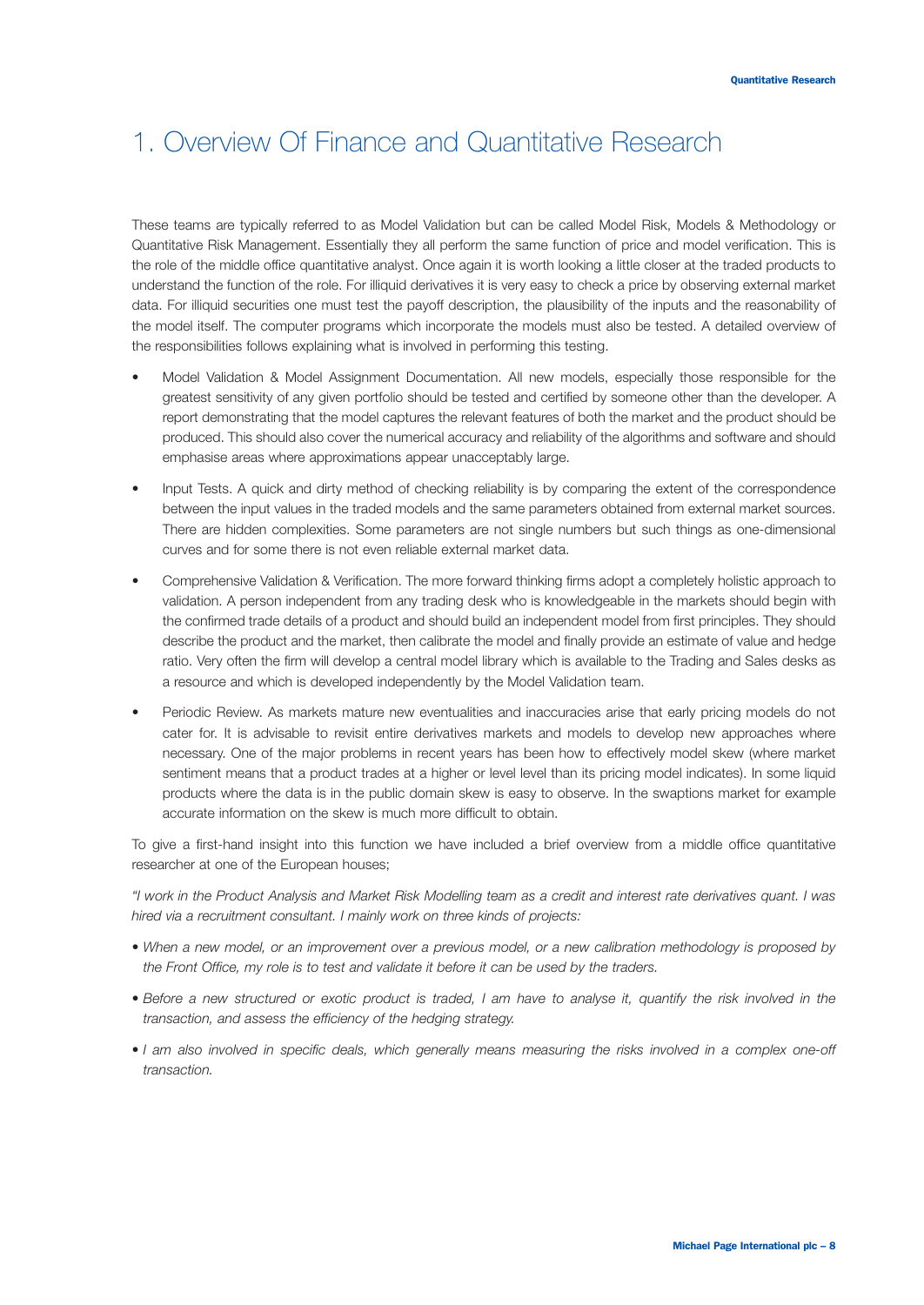# 1. Overview Of Finance and Quantitative Research

These teams are typically referred to as Model Validation but can be called Model Risk, Models & Methodology or Quantitative Risk Management. Essentially they all perform the same function of price and model verification. This is the role of the middle office quantitative analyst. Once again it is worth looking a little closer at the traded products to understand the function of the role. For illiquid derivatives it is very easy to check a price by observing external market data. For illiquid securities one must test the payoff description, the plausibility of the inputs and the reasonability of the model itself. The computer programs which incorporate the models must also be tested. A detailed overview of the responsibilities follows explaining what is involved in performing this testing.

- Model Validation & Model Assignment Documentation. All new models, especially those responsible for the greatest sensitivity of any given portfolio should be tested and certified by someone other than the developer. A report demonstrating that the model captures the relevant features of both the market and the product should be produced. This should also cover the numerical accuracy and reliability of the algorithms and software and should emphasise areas where approximations appear unacceptably large.

- Input Tests. A quick and dirty method of checking reliability is by comparing the extent of the correspondence between the input values in the traded models and the same parameters obtained from external market sources. There are hidden complexities. Some parameters are not single numbers but such things as one-dimensional curves and for some there is not even reliable external market data.

- Comprehensive Validation & Verification. The more forward thinking firms adopt a completely holistic approach to validation. A person independent from any trading desk who is knowledgeable in the markets should begin with the confirmed trade details of a product and should build an independent model from first principles. They should describe the product and the market, then calibrate the model and finally provide an estimate of value and hedge ratio. Very often the firm will develop a central model library which is available to the Trading and Sales desks as a resource and which is developed independently by the Model Validation team.

- Periodic Review. As markets mature new eventualities and inaccuracies arise that early pricing models do not cater for. It is advisable to revisit entire derivatives markets and models to develop new approaches where necessary. One of the major problems in recent years has been how to effectively model skew (where market sentiment means that a product trades at a higher or level level than its pricing model indicates). In some liquid products where the data is in the public domain skew is easy to observe. In the swaptions market for example accurate information on the skew is much more difficult to obtain.

To give a first-hand insight into this function we have included a brief overview from a middle office quantitative researcher at one of the European houses;

*"I work in the Product Analysis and Market Risk Modelling team as a credit and interest rate derivatives quant. I was hired via a recruitment consultant. I mainly work on three kinds of projects:*

- *When a new model, or an improvement over a previous model, or a new calibration methodology is proposed by the Front Office, my role is to test and validate it before it can be used by the traders.*

- *Before a new structured or exotic product is traded, I am have to analyse it, quantify the risk involved in the transaction, and assess the efficiency of the hedging strategy.*

- *I am also involved in specific deals, which generally means measuring the risks involved in a complex one-off transaction.*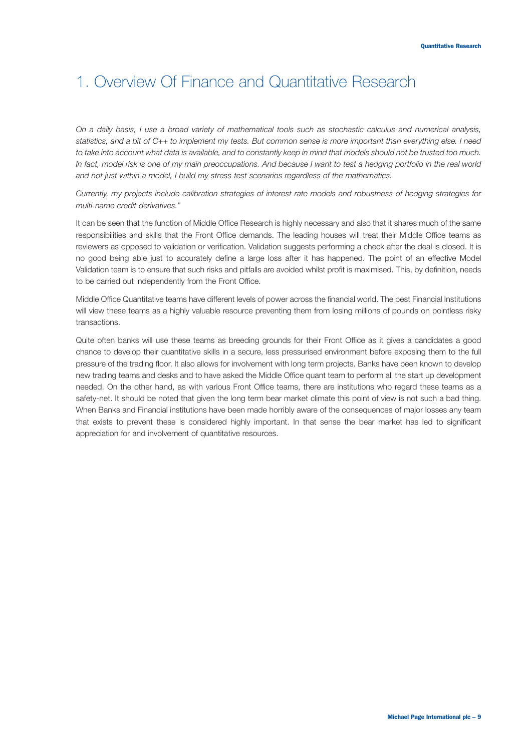# 1. Overview Of Finance and Quantitative Research

*On a daily basis, I use a broad variety of mathematical tools such as stochastic calculus and numerical analysis, statistics, and a bit of C++ to implement my tests. But common sense is more important than everything else. I need to take into account what data is available, and to constantly keep in mind that models should not be trusted too much. In fact, model risk is one of my main preoccupations. And because I want to test a hedging portfolio in the real world and not just within a model, I build my stress test scenarios regardless of the mathematics.*

*Currently, my projects include calibration strategies of interest rate models and robustness of hedging strategies for multi-name credit derivatives."*

It can be seen that the function of Middle Office Research is highly necessary and also that it shares much of the same responsibilities and skills that the Front Office demands. The leading houses will treat their Middle Office teams as reviewers as opposed to validation or verification. Validation suggests performing a check after the deal is closed. It is no good being able just to accurately define a large loss after it has happened. The point of an effective Model Validation team is to ensure that such risks and pitfalls are avoided whilst profit is maximised. This, by definition, needs to be carried out independently from the Front Office.

Middle Office Quantitative teams have different levels of power across the financial world. The best Financial Institutions will view these teams as a highly valuable resource preventing them from losing millions of pounds on pointless risky transactions.

Quite often banks will use these teams as breeding grounds for their Front Office as it gives a candidates a good chance to develop their quantitative skills in a secure, less pressurised environment before exposing them to the full pressure of the trading floor. It also allows for involvement with long term projects. Banks have been known to develop new trading teams and desks and to have asked the Middle Office quant team to perform all the start up development needed. On the other hand, as with various Front Office teams, there are institutions who regard these teams as a safety-net. It should be noted that given the long term bear market climate this point of view is not such a bad thing. When Banks and Financial institutions have been made horribly aware of the consequences of major losses any team that exists to prevent these is considered highly important. In that sense the bear market has led to significant appreciation for and involvement of quantitative resources.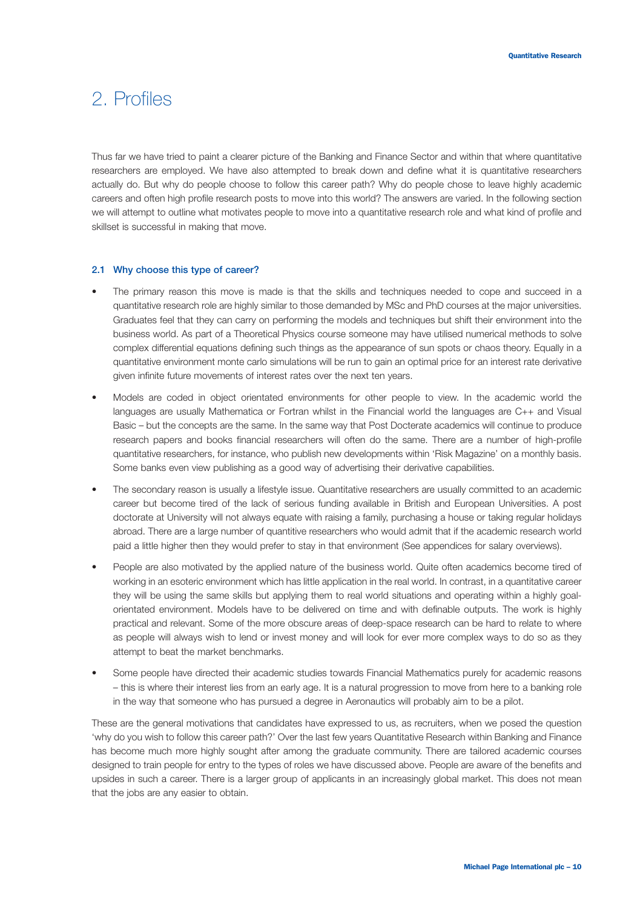# 2. Profiles

Thus far we have tried to paint a clearer picture of the Banking and Finance Sector and within that where quantitative researchers are employed. We have also attempted to break down and define what it is quantitative researchers actually do. But why do people choose to follow this career path? Why do people chose to leave highly academic careers and often high profile research posts to move into this world? The answers are varied. In the following section we will attempt to outline what motivates people to move into a quantitative research role and what kind of profile and skillset is successful in making that move.

### 2.1 Why choose this type of career?

- The primary reason this move is made is that the skills and techniques needed to cope and succeed in a quantitative research role are highly similar to those demanded by MSc and PhD courses at the major universities. Graduates feel that they can carry on performing the models and techniques but shift their environment into the business world. As part of a Theoretical Physics course someone may have utilised numerical methods to solve complex differential equations defining such things as the appearance of sun spots or chaos theory. Equally in a quantitative environment monte carlo simulations will be run to gain an optimal price for an interest rate derivative given infinite future movements of interest rates over the next ten years.
- Models are coded in object orientated environments for other people to view. In the academic world the languages are usually Mathematica or Fortran whilst in the Financial world the languages are C++ and Visual Basic – but the concepts are the same. In the same way that Post Docterate academics will continue to produce research papers and books financial researchers will often do the same. There are a number of high-profile quantitative researchers, for instance, who publish new developments within 'Risk Magazine' on a monthly basis. Some banks even view publishing as a good way of advertising their derivative capabilities.
- The secondary reason is usually a lifestyle issue. Quantitative researchers are usually committed to an academic career but become tired of the lack of serious funding available in British and European Universities. A post doctorate at University will not always equate with raising a family, purchasing a house or taking regular holidays abroad. There are a large number of quantitive researchers who would admit that if the academic research world paid a little higher then they would prefer to stay in that environment (See appendices for salary overviews).
- People are also motivated by the applied nature of the business world. Quite often academics become tired of working in an esoteric environment which has little application in the real world. In contrast, in a quantitative career they will be using the same skills but applying them to real world situations and operating within a highly goal-orientated environment. Models have to be delivered on time and with definable outputs. The work is highly practical and relevant. Some of the more obscure areas of deep-space research can be hard to relate to where as people will always wish to lend or invest money and will look for ever more complex ways to do so as they attempt to beat the market benchmarks.
- Some people have directed their academic studies towards Financial Mathematics purely for academic reasons – this is where their interest lies from an early age. It is a natural progression to move from here to a banking role in the way that someone who has pursued a degree in Aeronautics will probably aim to be a pilot.

These are the general motivations that candidates have expressed to us, as recruiters, when we posed the question 'why do you wish to follow this career path?' Over the last few years Quantitative Research within Banking and Finance has become much more highly sought after among the graduate community. There are tailored academic courses designed to train people for entry to the types of roles we have discussed above. People are aware of the benefits and upsides in such a career. There is a larger group of applicants in an increasingly global market. This does not mean that the jobs are any easier to obtain.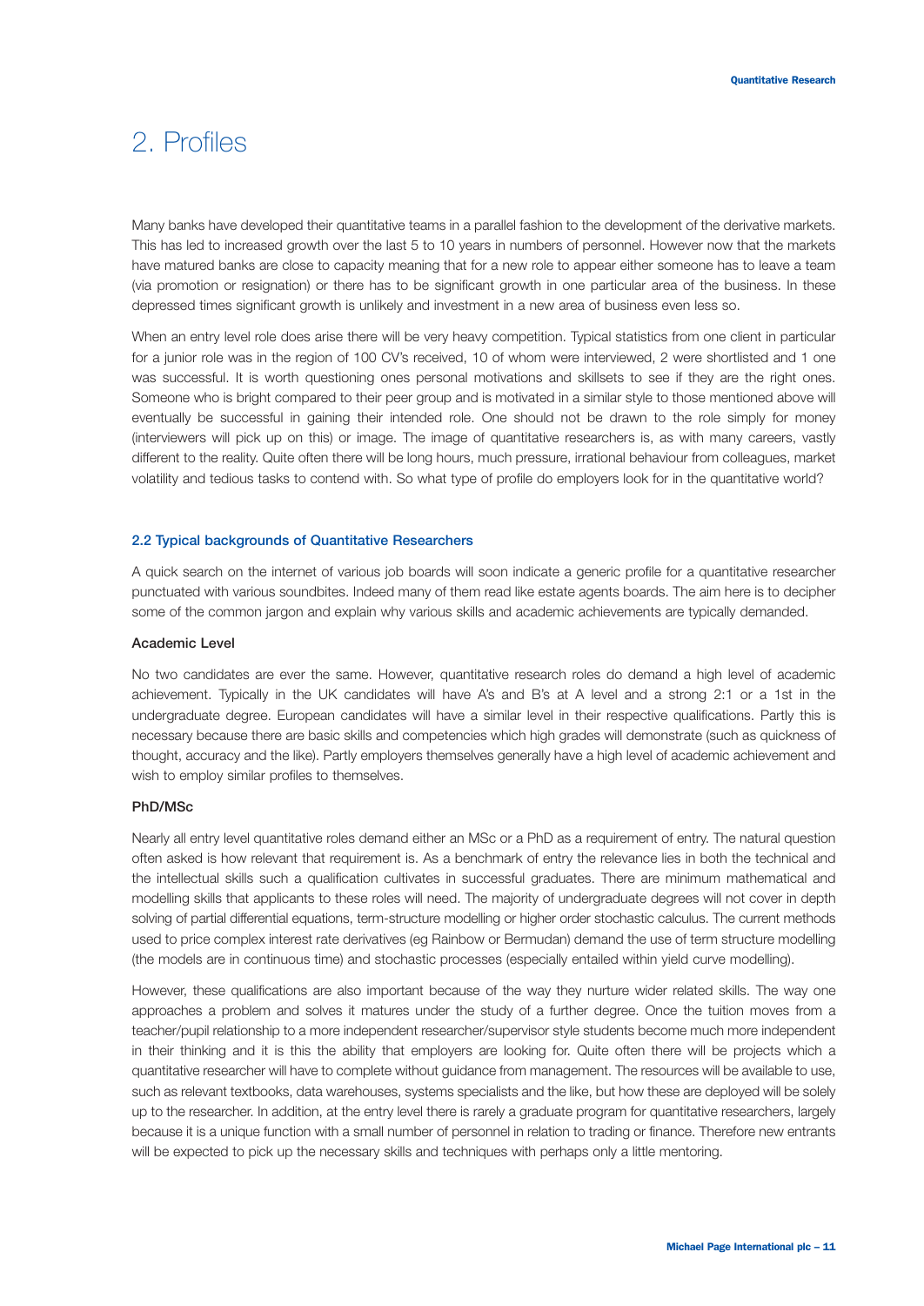# 2. Profiles

Many banks have developed their quantitative teams in a parallel fashion to the development of the derivative markets. This has led to increased growth over the last 5 to 10 years in numbers of personnel. However now that the markets have matured banks are close to capacity meaning that for a new role to appear either someone has to leave a team (via promotion or resignation) or there has to be significant growth in one particular area of the business. In these depressed times significant growth is unlikely and investment in a new area of business even less so.

When an entry level role does arise there will be very heavy competition. Typical statistics from one client in particular for a junior role was in the region of 100 CV's received, 10 of whom were interviewed, 2 were shortlisted and 1 one was successful. It is worth questioning ones personal motivations and skillsets to see if they are the right ones. Someone who is bright compared to their peer group and is motivated in a similar style to those mentioned above will eventually be successful in gaining their intended role. One should not be drawn to the role simply for money (interviewers will pick up on this) or image. The image of quantitative researchers is, as with many careers, vastly different to the reality. Quite often there will be long hours, much pressure, irrational behaviour from colleagues, market volatility and tedious tasks to contend with. So what type of profile do employers look for in the quantitative world?

### 2.2 Typical backgrounds of Quantitative Researchers

A quick search on the internet of various job boards will soon indicate a generic profile for a quantitative researcher punctuated with various soundbites. Indeed many of them read like estate agents boards. The aim here is to decipher some of the common jargon and explain why various skills and academic achievements are typically demanded.

#### Academic Level

No two candidates are ever the same. However, quantitative research roles do demand a high level of academic achievement. Typically in the UK candidates will have A's and B's at A level and a strong 2:1 or a 1st in the undergraduate degree. European candidates will have a similar level in their respective qualifications. Partly this is necessary because there are basic skills and competencies which high grades will demonstrate (such as quickness of thought, accuracy and the like). Partly employers themselves generally have a high level of academic achievement and wish to employ similar profiles to themselves.

#### PhD/MSc

Nearly all entry level quantitative roles demand either an MSc or a PhD as a requirement of entry. The natural question often asked is how relevant that requirement is. As a benchmark of entry the relevance lies in both the technical and the intellectual skills such a qualification cultivates in successful graduates. There are minimum mathematical and modelling skills that applicants to these roles will need. The majority of undergraduate degrees will not cover in depth solving of partial differential equations, term-structure modelling or higher order stochastic calculus. The current methods used to price complex interest rate derivatives (eg Rainbow or Bermudan) demand the use of term structure modelling (the models are in continuous time) and stochastic processes (especially entailed within yield curve modelling).

However, these qualifications are also important because of the way they nurture wider related skills. The way one approaches a problem and solves it matures under the study of a further degree. Once the tuition moves from a teacher/pupil relationship to a more independent researcher/supervisor style students become much more independent in their thinking and it is this the ability that employers are looking for. Quite often there will be projects which a quantitative researcher will have to complete without guidance from management. The resources will be available to use, such as relevant textbooks, data warehouses, systems specialists and the like, but how these are deployed will be solely up to the researcher. In addition, at the entry level there is rarely a graduate program for quantitative researchers, largely because it is a unique function with a small number of personnel in relation to trading or finance. Therefore new entrants will be expected to pick up the necessary skills and techniques with perhaps only a little mentoring.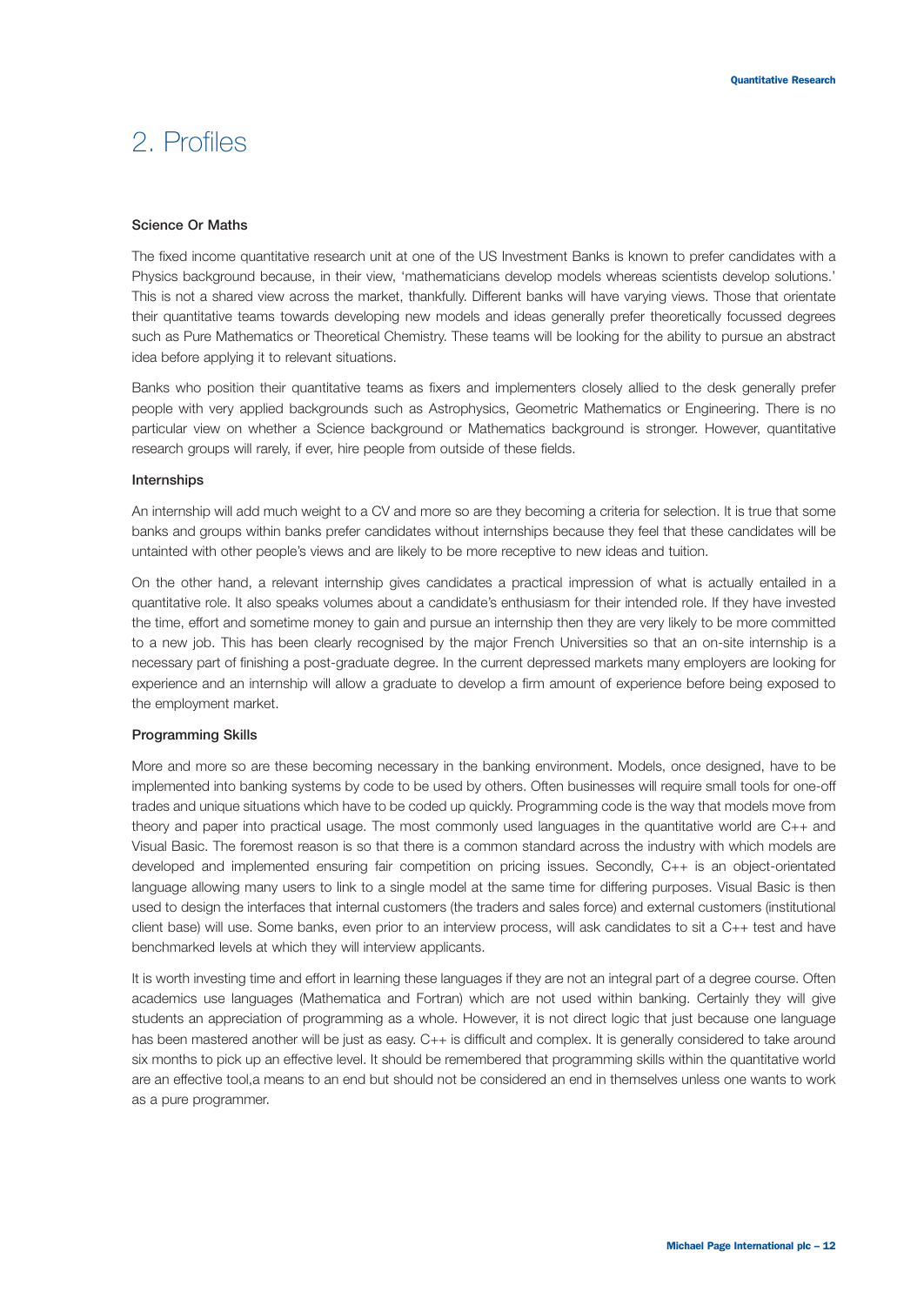# 2. Profiles

### Science Or Maths

The fixed income quantitative research unit at one of the US Investment Banks is known to prefer candidates with a Physics background because, in their view, 'mathematicians develop models whereas scientists develop solutions.' This is not a shared view across the market, thankfully. Different banks will have varying views. Those that orientate their quantitative teams towards developing new models and ideas generally prefer theoretically focussed degrees such as Pure Mathematics or Theoretical Chemistry. These teams will be looking for the ability to pursue an abstract idea before applying it to relevant situations.

Banks who position their quantitative teams as fixers and implementers closely allied to the desk generally prefer people with very applied backgrounds such as Astrophysics, Geometric Mathematics or Engineering. There is no particular view on whether a Science background or Mathematics background is stronger. However, quantitative research groups will rarely, if ever, hire people from outside of these fields.

### Internships

An internship will add much weight to a CV and more so are they becoming a criteria for selection. It is true that some banks and groups within banks prefer candidates without internships because they feel that these candidates will be untainted with other people's views and are likely to be more receptive to new ideas and tuition.

On the other hand, a relevant internship gives candidates a practical impression of what is actually entailed in a quantitative role. It also speaks volumes about a candidate's enthusiasm for their intended role. If they have invested the time, effort and sometime money to gain and pursue an internship then they are very likely to be more committed to a new job. This has been clearly recognised by the major French Universities so that an on-site internship is a necessary part of finishing a post-graduate degree. In the current depressed markets many employers are looking for experience and an internship will allow a graduate to develop a firm amount of experience before being exposed to the employment market.

### Programming Skills

More and more so are these becoming necessary in the banking environment. Models, once designed, have to be implemented into banking systems by code to be used by others. Often businesses will require small tools for one-off trades and unique situations which have to be coded up quickly. Programming code is the way that models move from theory and paper into practical usage. The most commonly used languages in the quantitative world are C++ and Visual Basic. The foremost reason is so that there is a common standard across the industry with which models are developed and implemented ensuring fair competition on pricing issues. Secondly, C++ is an object-orientated language allowing many users to link to a single model at the same time for differing purposes. Visual Basic is then used to design the interfaces that internal customers (the traders and sales force) and external customers (institutional client base) will use. Some banks, even prior to an interview process, will ask candidates to sit a C++ test and have benchmarked levels at which they will interview applicants.

It is worth investing time and effort in learning these languages if they are not an integral part of a degree course. Often academics use languages (Mathematica and Fortran) which are not used within banking. Certainly they will give students an appreciation of programming as a whole. However, it is not direct logic that just because one language has been mastered another will be just as easy. C++ is difficult and complex. It is generally considered to take around six months to pick up an effective level. It should be remembered that programming skills within the quantitative world are an effective tool,a means to an end but should not be considered an end in themselves unless one wants to work as a pure programmer.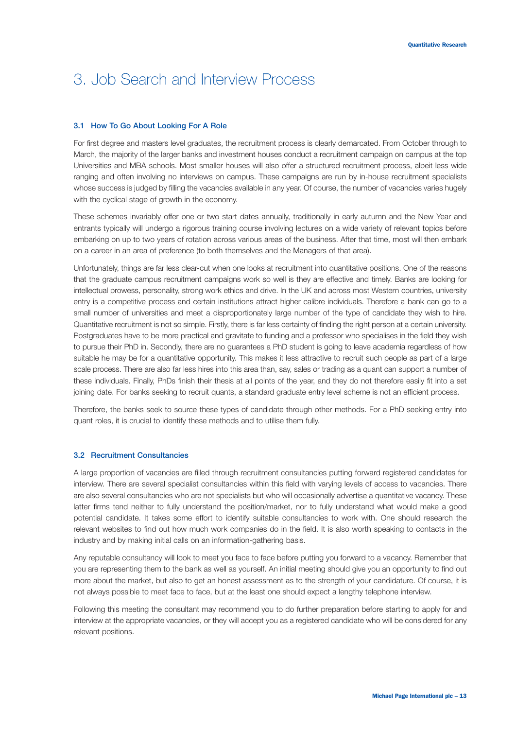# 3. Job Search and Interview Process

### 3.1 How To Go About Looking For A Role

For first degree and masters level graduates, the recruitment process is clearly demarcated. From October through to March, the majority of the larger banks and investment houses conduct a recruitment campaign on campus at the top Universities and MBA schools. Most smaller houses will also offer a structured recruitment process, albeit less wide ranging and often involving no interviews on campus. These campaigns are run by in-house recruitment specialists whose success is judged by filling the vacancies available in any year. Of course, the number of vacancies varies hugely with the cyclical stage of growth in the economy.

These schemes invariably offer one or two start dates annually, traditionally in early autumn and the New Year and entrants typically will undergo a rigorous training course involving lectures on a wide variety of relevant topics before embarking on up to two years of rotation across various areas of the business. After that time, most will then embark on a career in an area of preference (to both themselves and the Managers of that area).

Unfortunately, things are far less clear-cut when one looks at recruitment into quantitative positions. One of the reasons that the graduate campus recruitment campaigns work so well is they are effective and timely. Banks are looking for intellectual prowess, personality, strong work ethics and drive. In the UK and across most Western countries, university entry is a competitive process and certain institutions attract higher calibre individuals. Therefore a bank can go to a small number of universities and meet a disproportionately large number of the type of candidate they wish to hire. Quantitative recruitment is not so simple. Firstly, there is far less certainty of finding the right person at a certain university. Postgraduates have to be more practical and gravitate to funding and a professor who specialises in the field they wish to pursue their PhD in. Secondly, there are no guarantees a PhD student is going to leave academia regardless of how suitable he may be for a quantitative opportunity. This makes it less attractive to recruit such people as part of a large scale process. There are also far less hires into this area than, say, sales or trading as a quant can support a number of these individuals. Finally, PhDs finish their thesis at all points of the year, and they do not therefore easily fit into a set joining date. For banks seeking to recruit quants, a standard graduate entry level scheme is not an efficient process.

Therefore, the banks seek to source these types of candidate through other methods. For a PhD seeking entry into quant roles, it is crucial to identify these methods and to utilise them fully.

### 3.2 Recruitment Consultancies

A large proportion of vacancies are filled through recruitment consultancies putting forward registered candidates for interview. There are several specialist consultancies within this field with varying levels of access to vacancies. There are also several consultancies who are not specialists but who will occasionally advertise a quantitative vacancy. These latter firms tend neither to fully understand the position/market, nor to fully understand what would make a good potential candidate. It takes some effort to identify suitable consultancies to work with. One should research the relevant websites to find out how much work companies do in the field. It is also worth speaking to contacts in the industry and by making initial calls on an information-gathering basis.

Any reputable consultancy will look to meet you face to face before putting you forward to a vacancy. Remember that you are representing them to the bank as well as yourself. An initial meeting should give you an opportunity to find out more about the market, but also to get an honest assessment as to the strength of your candidature. Of course, it is not always possible to meet face to face, but at the least one should expect a lengthy telephone interview.

Following this meeting the consultant may recommend you to do further preparation before starting to apply for and interview at the appropriate vacancies, or they will accept you as a registered candidate who will be considered for any relevant positions.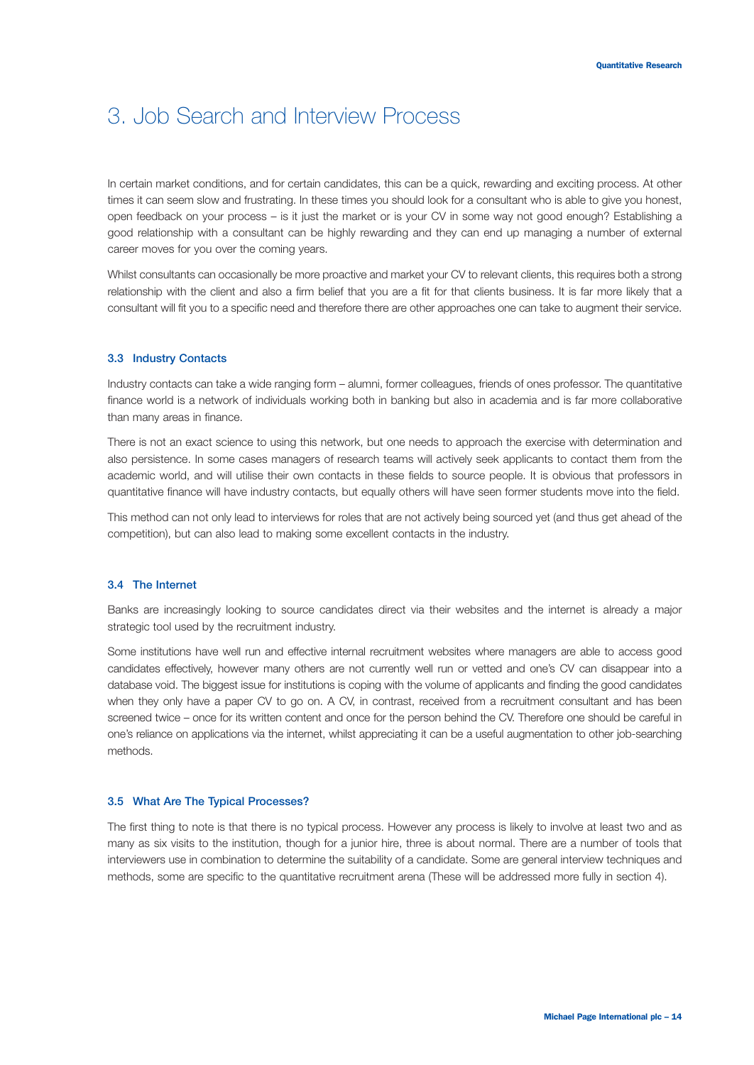# 3. Job Search and Interview Process

In certain market conditions, and for certain candidates, this can be a quick, rewarding and exciting process. At other times it can seem slow and frustrating. In these times you should look for a consultant who is able to give you honest, open feedback on your process – is it just the market or is your CV in some way not good enough? Establishing a good relationship with a consultant can be highly rewarding and they can end up managing a number of external career moves for you over the coming years.

Whilst consultants can occasionally be more proactive and market your CV to relevant clients, this requires both a strong relationship with the client and also a firm belief that you are a fit for that clients business. It is far more likely that a consultant will fit you to a specific need and therefore there are other approaches one can take to augment their service.

### 3.3 Industry Contacts

Industry contacts can take a wide ranging form – alumni, former colleagues, friends of ones professor. The quantitative finance world is a network of individuals working both in banking but also in academia and is far more collaborative than many areas in finance.

There is not an exact science to using this network, but one needs to approach the exercise with determination and also persistence. In some cases managers of research teams will actively seek applicants to contact them from the academic world, and will utilise their own contacts in these fields to source people. It is obvious that professors in quantitative finance will have industry contacts, but equally others will have seen former students move into the field.

This method can not only lead to interviews for roles that are not actively being sourced yet (and thus get ahead of the competition), but can also lead to making some excellent contacts in the industry.

### 3.4 The Internet

Banks are increasingly looking to source candidates direct via their websites and the internet is already a major strategic tool used by the recruitment industry.

Some institutions have well run and effective internal recruitment websites where managers are able to access good candidates effectively, however many others are not currently well run or vetted and one's CV can disappear into a database void. The biggest issue for institutions is coping with the volume of applicants and finding the good candidates when they only have a paper CV to go on. A CV, in contrast, received from a recruitment consultant and has been screened twice – once for its written content and once for the person behind the CV. Therefore one should be careful in one's reliance on applications via the internet, whilst appreciating it can be a useful augmentation to other job-searching methods.

### 3.5 What Are The Typical Processes?

The first thing to note is that there is no typical process. However any process is likely to involve at least two and as many as six visits to the institution, though for a junior hire, three is about normal. There are a number of tools that interviewers use in combination to determine the suitability of a candidate. Some are general interview techniques and methods, some are specific to the quantitative recruitment arena (These will be addressed more fully in section 4).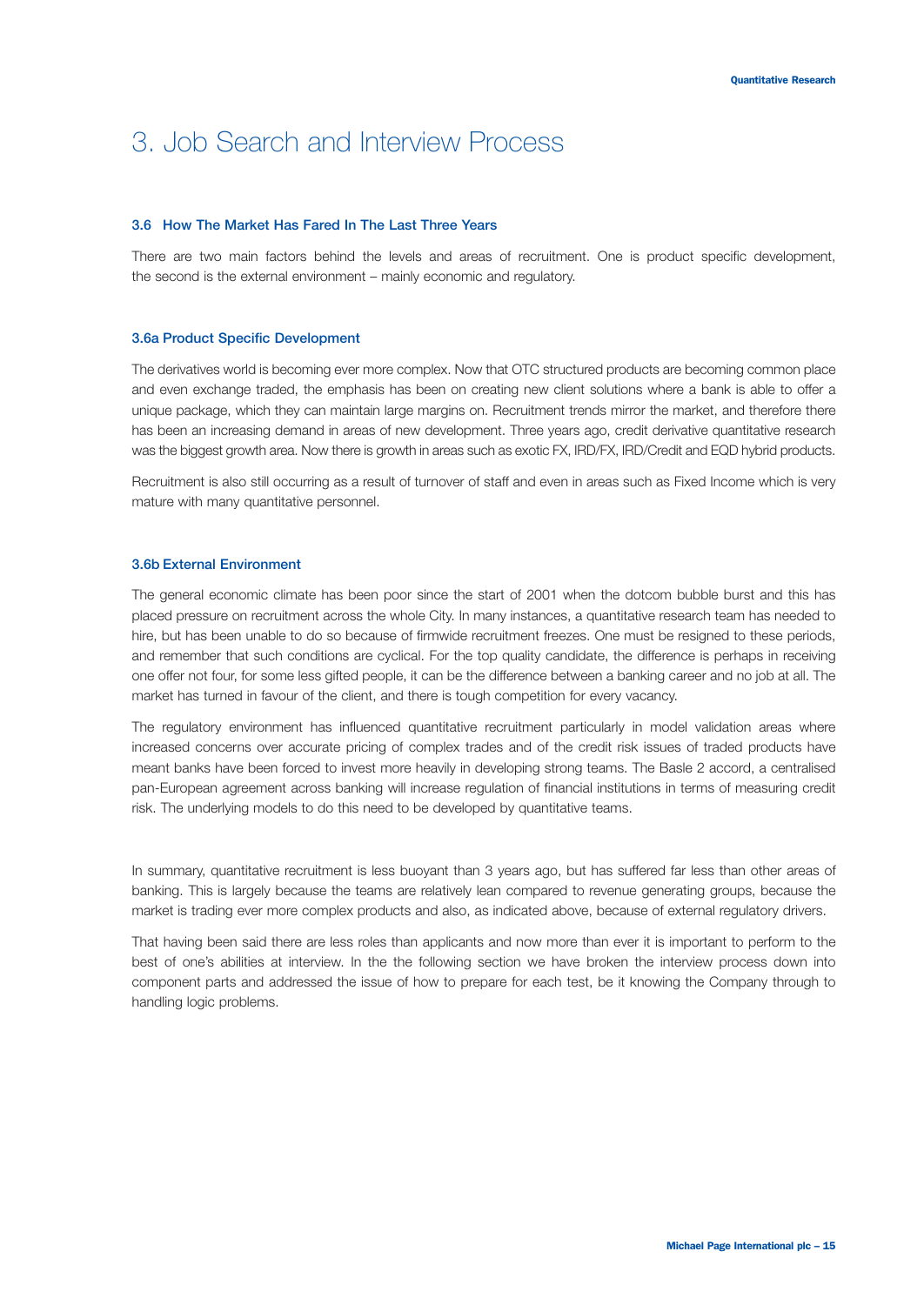# 3. Job Search and Interview Process

### 3.6 How The Market Has Fared In The Last Three Years

There are two main factors behind the levels and areas of recruitment. One is product specific development, the second is the external environment – mainly economic and regulatory.

### 3.6a Product Specific Development

The derivatives world is becoming ever more complex. Now that OTC structured products are becoming common place and even exchange traded, the emphasis has been on creating new client solutions where a bank is able to offer a unique package, which they can maintain large margins on. Recruitment trends mirror the market, and therefore there has been an increasing demand in areas of new development. Three years ago, credit derivative quantitative research was the biggest growth area. Now there is growth in areas such as exotic FX, IRD/FX, IRD/Credit and EQD hybrid products.

Recruitment is also still occurring as a result of turnover of staff and even in areas such as Fixed Income which is very mature with many quantitative personnel.

### 3.6b External Environment

The general economic climate has been poor since the start of 2001 when the dotcom bubble burst and this has placed pressure on recruitment across the whole City. In many instances, a quantitative research team has needed to hire, but has been unable to do so because of firmwide recruitment freezes. One must be resigned to these periods, and remember that such conditions are cyclical. For the top quality candidate, the difference is perhaps in receiving one offer not four, for some less gifted people, it can be the difference between a banking career and no job at all. The market has turned in favour of the client, and there is tough competition for every vacancy.

The regulatory environment has influenced quantitative recruitment particularly in model validation areas where increased concerns over accurate pricing of complex trades and of the credit risk issues of traded products have meant banks have been forced to invest more heavily in developing strong teams. The Basle 2 accord, a centralised pan-European agreement across banking will increase regulation of financial institutions in terms of measuring credit risk. The underlying models to do this need to be developed by quantitative teams.

In summary, quantitative recruitment is less buoyant than 3 years ago, but has suffered far less than other areas of banking. This is largely because the teams are relatively lean compared to revenue generating groups, because the market is trading ever more complex products and also, as indicated above, because of external regulatory drivers.

That having been said there are less roles than applicants and now more than ever it is important to perform to the best of one's abilities at interview. In the the following section we have broken the interview process down into component parts and addressed the issue of how to prepare for each test, be it knowing the Company through to handling logic problems.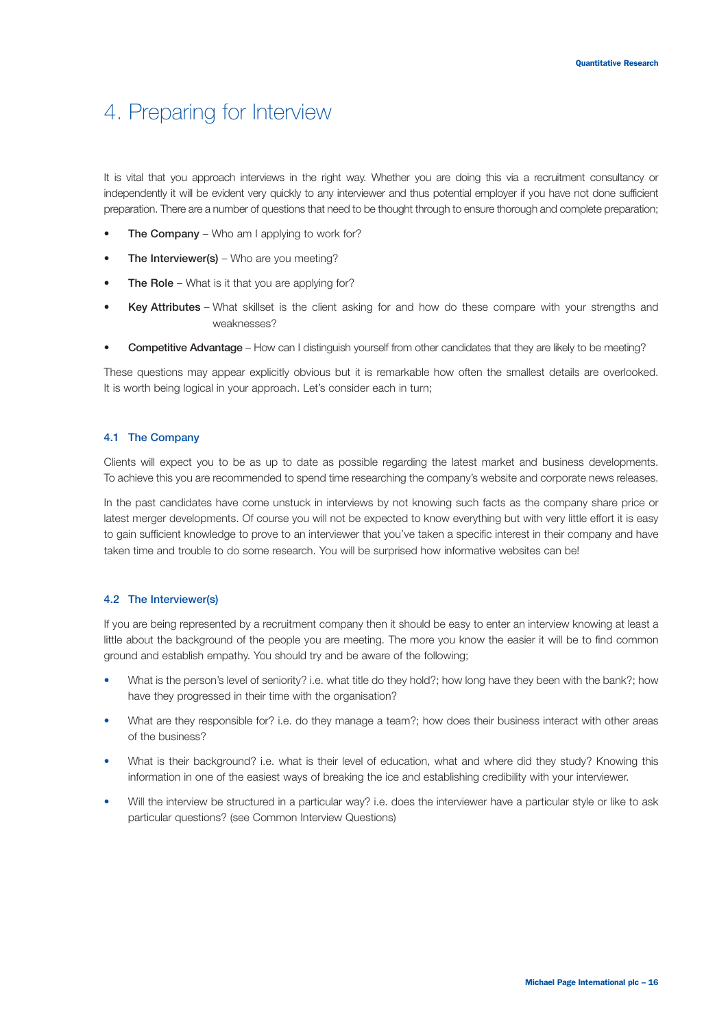# 4. Preparing for Interview

It is vital that you approach interviews in the right way. Whether you are doing this via a recruitment consultancy or independently it will be evident very quickly to any interviewer and thus potential employer if you have not done sufficient preparation. There are a number of questions that need to be thought through to ensure thorough and complete preparation;

- **The Company** – Who am I applying to work for?
- **The Interviewer(s)** – Who are you meeting?
- **The Role** – What is it that you are applying for?
- **Key Attributes** – What skillset is the client asking for and how do these compare with your strengths and weaknesses?
- **Competitive Advantage** – How can I distinguish yourself from other candidates that they are likely to be meeting?

These questions may appear explicitly obvious but it is remarkable how often the smallest details are overlooked. It is worth being logical in your approach. Let's consider each in turn;

### 4.1 The Company

Clients will expect you to be as up to date as possible regarding the latest market and business developments. To achieve this you are recommended to spend time researching the company's website and corporate news releases.

In the past candidates have come unstuck in interviews by not knowing such facts as the company share price or latest merger developments. Of course you will not be expected to know everything but with very little effort it is easy to gain sufficient knowledge to prove to an interviewer that you've taken a specific interest in their company and have taken time and trouble to do some research. You will be surprised how informative websites can be!

### 4.2 The Interviewer(s)

If you are being represented by a recruitment company then it should be easy to enter an interview knowing at least a little about the background of the people you are meeting. The more you know the easier it will be to find common ground and establish empathy. You should try and be aware of the following;

- What is the person's level of seniority? i.e. what title do they hold?; how long have they been with the bank?; how have they progressed in their time with the organisation?
- What are they responsible for? i.e. do they manage a team?; how does their business interact with other areas of the business?
- What is their background? i.e. what is their level of education, what and where did they study? Knowing this information in one of the easiest ways of breaking the ice and establishing credibility with your interviewer.
- Will the interview be structured in a particular way? i.e. does the interviewer have a particular style or like to ask particular questions? (see Common Interview Questions)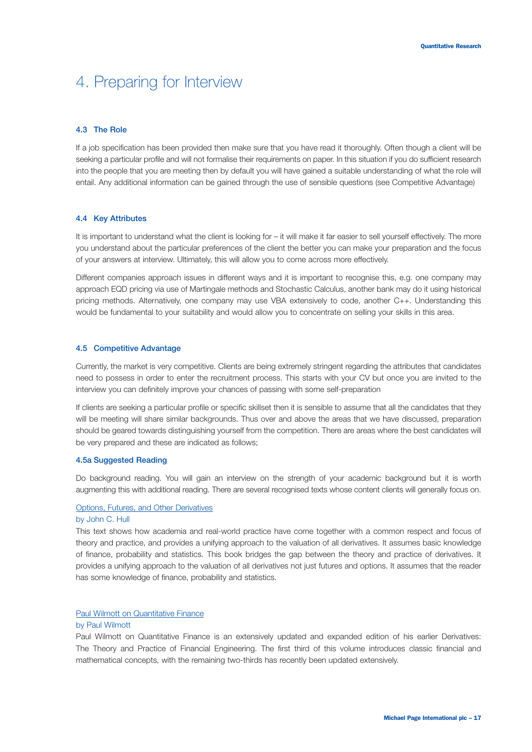# 4. Preparing for Interview

### 4.3 The Role

If a job specification has been provided then make sure that you have read it thoroughly. Often though a client will be seeking a particular profile and will not formalise their requirements on paper. In this situation if you do sufficient research into the people that you are meeting then by default you will have gained a suitable understanding of what the role will entail. Any additional information can be gained through the use of sensible questions (see Competitive Advantage)

### 4.4 Key Attributes

It is important to understand what the client is looking for – it will make it far easier to sell yourself effectively. The more you understand about the particular preferences of the client the better you can make your preparation and the focus of your answers at interview. Ultimately, this will allow you to come across more effectively.

Different companies approach issues in different ways and it is important to recognise this, e.g. one company may approach EQD pricing via use of Martingale methods and Stochastic Calculus, another bank may do it using historical pricing methods. Alternatively, one company may use VBA extensively to code, another C++. Understanding this would be fundamental to your suitability and would allow you to concentrate on selling your skills in this area.

### 4.5 Competitive Advantage

Currently, the market is very competitive. Clients are being extremely stringent regarding the attributes that candidates need to possess in order to enter the recruitment process. This starts with your CV but once you are invited to the interview you can definitely improve your chances of passing with some self-preparation

If clients are seeking a particular profile or specific skillset then it is sensible to assume that all the candidates that they will be meeting will share similar backgrounds. Thus over and above the areas that we have discussed, preparation should be geared towards distinguishing yourself from the competition. There are areas where the best candidates will be very prepared and these are indicated as follows;

#### 4.5a Suggested Reading

Do background reading. You will gain an interview on the strength of your academic background but it is worth augmenting this with additional reading. There are several recognised texts whose content clients will generally focus on.

Options, Futures, and Other Derivatives
by John C. Hull
This text shows how academia and real-world practice have come together with a common respect and focus of theory and practice, and provides a unifying approach to the valuation of all derivatives. It assumes basic knowledge of finance, probability and statistics. This book bridges the gap between the theory and practice of derivatives. It provides a unifying approach to the valuation of all derivatives not just futures and options. It assumes that the reader has some knowledge of finance, probability and statistics.

Paul Wilmott on Quantitative Finance
by Paul Wilmott
Paul Wilmott on Quantitative Finance is an extensively updated and expanded edition of his earlier Derivatives: The Theory and Practice of Financial Engineering. The first third of this volume introduces classic financial and mathematical concepts, with the remaining two-thirds has recently been updated extensively.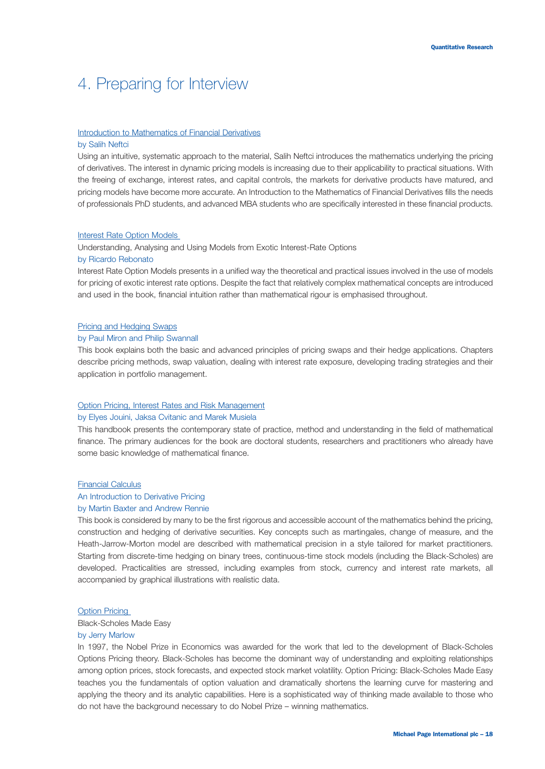# 4. Preparing for Interview

Introduction to Mathematics of Financial Derivatives
by Salih Neftci

Using an intuitive, systematic approach to the material, Salih Neftci introduces the mathematics underlying the pricing of derivatives. The interest in dynamic pricing models is increasing due to their applicability to practical situations. With the freeing of exchange, interest rates, and capital controls, the markets for derivative products have matured, and pricing models have become more accurate. An Introduction to the Mathematics of Financial Derivatives fills the needs of professionals PhD students, and advanced MBA students who are specifically interested in these financial products.

Interest Rate Option Models
Understanding, Analysing and Using Models from Exotic Interest-Rate Options
by Ricardo Rebonato

Interest Rate Option Models presents in a unified way the theoretical and practical issues involved in the use of models for pricing of exotic interest rate options. Despite the fact that relatively complex mathematical concepts are introduced and used in the book, financial intuition rather than mathematical rigour is emphasised throughout.

Pricing and Hedging Swaps
by Paul Miron and Philip Swannall

This book explains both the basic and advanced principles of pricing swaps and their hedge applications. Chapters describe pricing methods, swap valuation, dealing with interest rate exposure, developing trading strategies and their application in portfolio management.

Option Pricing, Interest Rates and Risk Management
by Elyes Jouini, Jaksa Cvitanic and Marek Musiela

This handbook presents the contemporary state of practice, method and understanding in the field of mathematical finance. The primary audiences for the book are doctoral students, researchers and practitioners who already have some basic knowledge of mathematical finance.

Financial Calculus
An Introduction to Derivative Pricing
by Martin Baxter and Andrew Rennie

This book is considered by many to be the first rigorous and accessible account of the mathematics behind the pricing, construction and hedging of derivative securities. Key concepts such as martingales, change of measure, and the Heath-Jarrow-Morton model are described with mathematical precision in a style tailored for market practitioners. Starting from discrete-time hedging on binary trees, continuous-time stock models (including the Black-Scholes) are developed. Practicalities are stressed, including examples from stock, currency and interest rate markets, all accompanied by graphical illustrations with realistic data.

Option Pricing
Black-Scholes Made Easy
by Jerry Marlow

In 1997, the Nobel Prize in Economics was awarded for the work that led to the development of Black-Scholes Options Pricing theory. Black-Scholes has become the dominant way of understanding and exploiting relationships among option prices, stock forecasts, and expected stock market volatility. Option Pricing: Black-Scholes Made Easy teaches you the fundamentals of option valuation and dramatically shortens the learning curve for mastering and applying the theory and its analytic capabilities. Here is a sophisticated way of thinking made available to those who do not have the background necessary to do Nobel Prize – winning mathematics.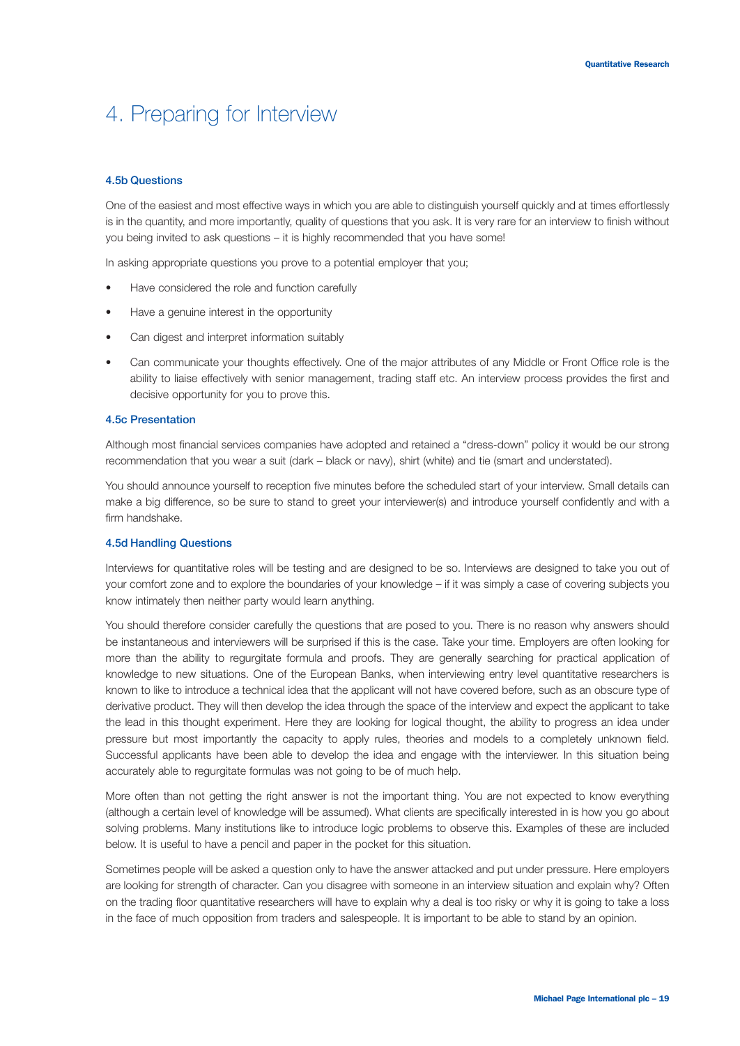# 4. Preparing for Interview

### 4.5b Questions

One of the easiest and most effective ways in which you are able to distinguish yourself quickly and at times effortlessly is in the quantity, and more importantly, quality of questions that you ask. It is very rare for an interview to finish without you being invited to ask questions – it is highly recommended that you have some!

In asking appropriate questions you prove to a potential employer that you;

- Have considered the role and function carefully
- Have a genuine interest in the opportunity
- Can digest and interpret information suitably
- Can communicate your thoughts effectively. One of the major attributes of any Middle or Front Office role is the ability to liaise effectively with senior management, trading staff etc. An interview process provides the first and decisive opportunity for you to prove this.

### 4.5c Presentation

Although most financial services companies have adopted and retained a "dress-down" policy it would be our strong recommendation that you wear a suit (dark – black or navy), shirt (white) and tie (smart and understated).

You should announce yourself to reception five minutes before the scheduled start of your interview. Small details can make a big difference, so be sure to stand to greet your interviewer(s) and introduce yourself confidently and with a firm handshake.

### 4.5d Handling Questions

Interviews for quantitative roles will be testing and are designed to be so. Interviews are designed to take you out of your comfort zone and to explore the boundaries of your knowledge – if it was simply a case of covering subjects you know intimately then neither party would learn anything.

You should therefore consider carefully the questions that are posed to you. There is no reason why answers should be instantaneous and interviewers will be surprised if this is the case. Take your time. Employers are often looking for more than the ability to regurgitate formula and proofs. They are generally searching for practical application of knowledge to new situations. One of the European Banks, when interviewing entry level quantitative researchers is known to like to introduce a technical idea that the applicant will not have covered before, such as an obscure type of derivative product. They will then develop the idea through the space of the interview and expect the applicant to take the lead in this thought experiment. Here they are looking for logical thought, the ability to progress an idea under pressure but most importantly the capacity to apply rules, theories and models to a completely unknown field. Successful applicants have been able to develop the idea and engage with the interviewer. In this situation being accurately able to regurgitate formulas was not going to be of much help.

More often than not getting the right answer is not the important thing. You are not expected to know everything (although a certain level of knowledge will be assumed). What clients are specifically interested in is how you go about solving problems. Many institutions like to introduce logic problems to observe this. Examples of these are included below. It is useful to have a pencil and paper in the pocket for this situation.

Sometimes people will be asked a question only to have the answer attacked and put under pressure. Here employers are looking for strength of character. Can you disagree with someone in an interview situation and explain why? Often on the trading floor quantitative researchers will have to explain why a deal is too risky or why it is going to take a loss in the face of much opposition from traders and salespeople. It is important to be able to stand by an opinion.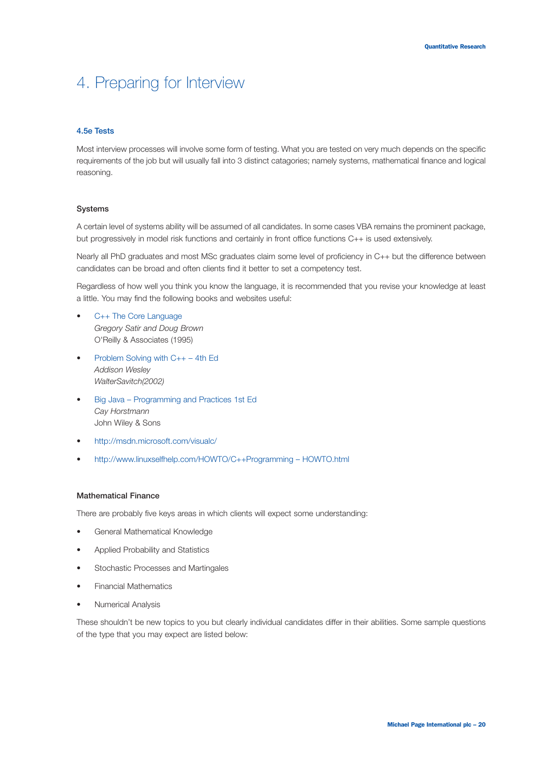# 4. Preparing for Interview

### 4.5e Tests

Most interview processes will involve some form of testing. What you are tested on very much depends on the specific requirements of the job but will usually fall into 3 distinct catagories; namely systems, mathematical finance and logical reasoning.

#### Systems

A certain level of systems ability will be assumed of all candidates. In some cases VBA remains the prominent package, but progressively in model risk functions and certainly in front office functions C++ is used extensively.

Nearly all PhD graduates and most MSc graduates claim some level of proficiency in C++ but the difference between candidates can be broad and often clients find it better to set a competency test.

Regardless of how well you think you know the language, it is recommended that you revise your knowledge at least a little. You may find the following books and websites useful:

- C++ The Core Language
  *Gregory Satir and Doug Brown*
  O'Reilly & Associates (1995)
- Problem Solving with C++ – 4th Ed
  *Addison Wesley*
  *WalterSavitch(2002)*
- Big Java – Programming and Practices 1st Ed
  *Cay Horstmann*
  John Wiley & Sons
- http://msdn.microsoft.com/visualc/
- http://www.linuxselfhelp.com/HOWTO/C++Programming – HOWTO.html

#### Mathematical Finance

There are probably five keys areas in which clients will expect some understanding:

- General Mathematical Knowledge
- Applied Probability and Statistics
- Stochastic Processes and Martingales
- Financial Mathematics
- Numerical Analysis

These shouldn't be new topics to you but clearly individual candidates differ in their abilities. Some sample questions of the type that you may expect are listed below: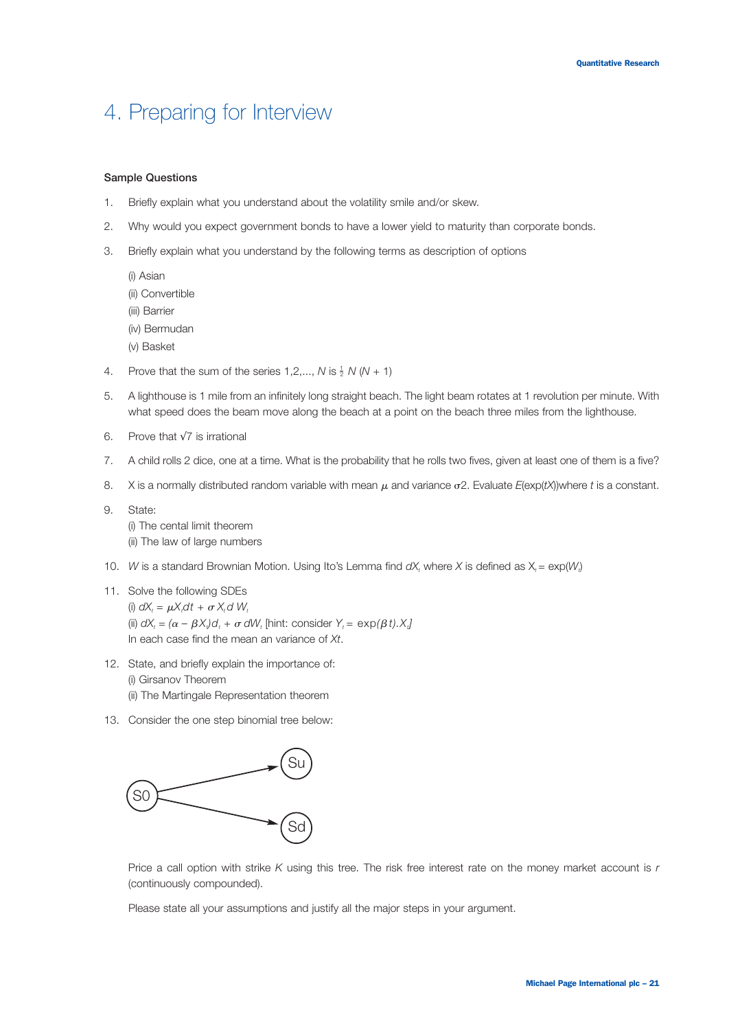# 4. Preparing for Interview

**Sample Questions**

1. Briefly explain what you understand about the volatility smile and/or skew.

2. Why would you expect government bonds to have a lower yield to maturity than corporate bonds.

3. Briefly explain what you understand by the following terms as description of options

   (i) Asian
   (ii) Convertible
   (iii) Barrier
   (iv) Bermudan
   (v) Basket

4. Prove that the sum of the series 1,2,..., $N$ is $\frac{1}{2}N(N+1)$

5. A lighthouse is 1 mile from an infinitely long straight beach. The light beam rotates at 1 revolution per minute. With what speed does the beam move along the beach at a point on the beach three miles from the lighthouse.

6. Prove that $\sqrt{7}$ is irrational

7. A child rolls 2 dice, one at a time. What is the probability that he rolls two fives, given at least one of them is a five?

8. X is a normally distributed random variable with mean $\mu$ and variance $\sigma 2$. Evaluate $E(\exp(tX))$where $t$ is a constant.

9. State:
   (i) The cental limit theorem
   (ii) The law of large numbers

10. $W$ is a standard Brownian Motion. Using Ito's Lemma find $dX_t$ where $X$ is defined as $X_t = \exp(W_t)$

11. Solve the following SDEs
    (i) $dX_t = \mu X_t dt + \sigma X_t d W_t$
    (ii) $dX_t = (\alpha - \beta X_t)d_t + \sigma dW_t$ [hint: consider $Y_t = \exp(\beta t).X_t$]
    In each case find the mean an variance of $Xt$.

12. State, and briefly explain the importance of:
    (i) Girsanov Theorem
    (ii) The Martingale Representation theorem

13. Consider the one step binomial tree below:

    (Diagram: one step binomial tree from S0 to Su and Sd)

    Price a call option with strike $K$ using this tree. The risk free interest rate on the money market account is $r$ (continuously compounded).

    Please state all your assumptions and justify all the major steps in your argument.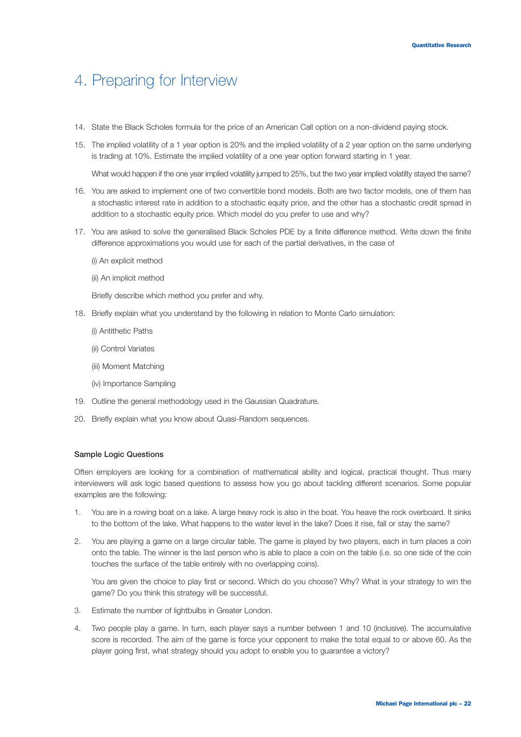# 4. Preparing for Interview

14. State the Black Scholes formula for the price of an American Call option on a non-dividend paying stock.

15. The implied volatility of a 1 year option is 20% and the implied volatility of a 2 year option on the same underlying is trading at 10%. Estimate the implied volatility of a one year option forward starting in 1 year.

    What would happen if the one year implied volatility jumped to 25%, but the two year implied volatilty stayed the same?

16. You are asked to implement one of two convertible bond models. Both are two factor models, one of them has a stochastic interest rate in addition to a stochastic equity price, and the other has a stochastic credit spread in addition to a stochastic equity price. Which model do you prefer to use and why?

17. You are asked to solve the generalised Black Scholes PDE by a finite difference method. Write down the finite difference approximations you would use for each of the partial derivatives, in the case of

    (i) An explicit method

    (ii) An implicit method

    Briefly describe which method you prefer and why.

18. Briefly explain what you understand by the following in relation to Monte Carlo simulation:

    (i) Antithetic Paths

    (ii) Control Variates

    (iii) Moment Matching

    (iv) Importance Sampling

19. Outline the general methodology used in the Gaussian Quadrature.

20. Briefly explain what you know about Quasi-Random sequences.

### Sample Logic Questions

Often employers are looking for a combination of mathematical ability and logical, practical thought. Thus many interviewers will ask logic based questions to assess how you go about tackling different scenarios. Some popular examples are the following:

1. You are in a rowing boat on a lake. A large heavy rock is also in the boat. You heave the rock overboard. It sinks to the bottom of the lake. What happens to the water level in the lake? Does it rise, fall or stay the same?

2. You are playing a game on a large circular table. The game is played by two players, each in turn places a coin onto the table. The winner is the last person who is able to place a coin on the table (i.e. so one side of the coin touches the surface of the table entirely with no overlapping coins).

   You are given the choice to play first or second. Which do you choose? Why? What is your strategy to win the game? Do you think this strategy will be successful.

3. Estimate the number of lightbulbs in Greater London.

4. Two people play a game. In turn, each player says a number between 1 and 10 (inclusive). The accumulative score is recorded. The aim of the game is force your opponent to make the total equal to or above 60. As the player going first, what strategy should you adopt to enable you to guarantee a victory?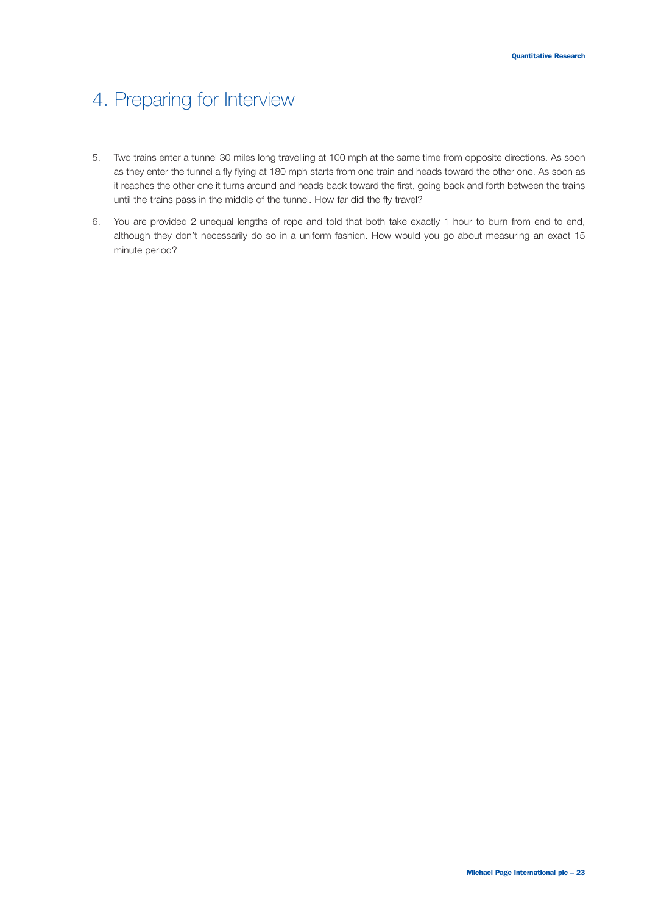# 4. Preparing for Interview

5. Two trains enter a tunnel 30 miles long travelling at 100 mph at the same time from opposite directions. As soon as they enter the tunnel a fly flying at 180 mph starts from one train and heads toward the other one. As soon as it reaches the other one it turns around and heads back toward the first, going back and forth between the trains until the trains pass in the middle of the tunnel. How far did the fly travel?

6. You are provided 2 unequal lengths of rope and told that both take exactly 1 hour to burn from end to end, although they don't necessarily do so in a uniform fashion. How would you go about measuring an exact 15 minute period?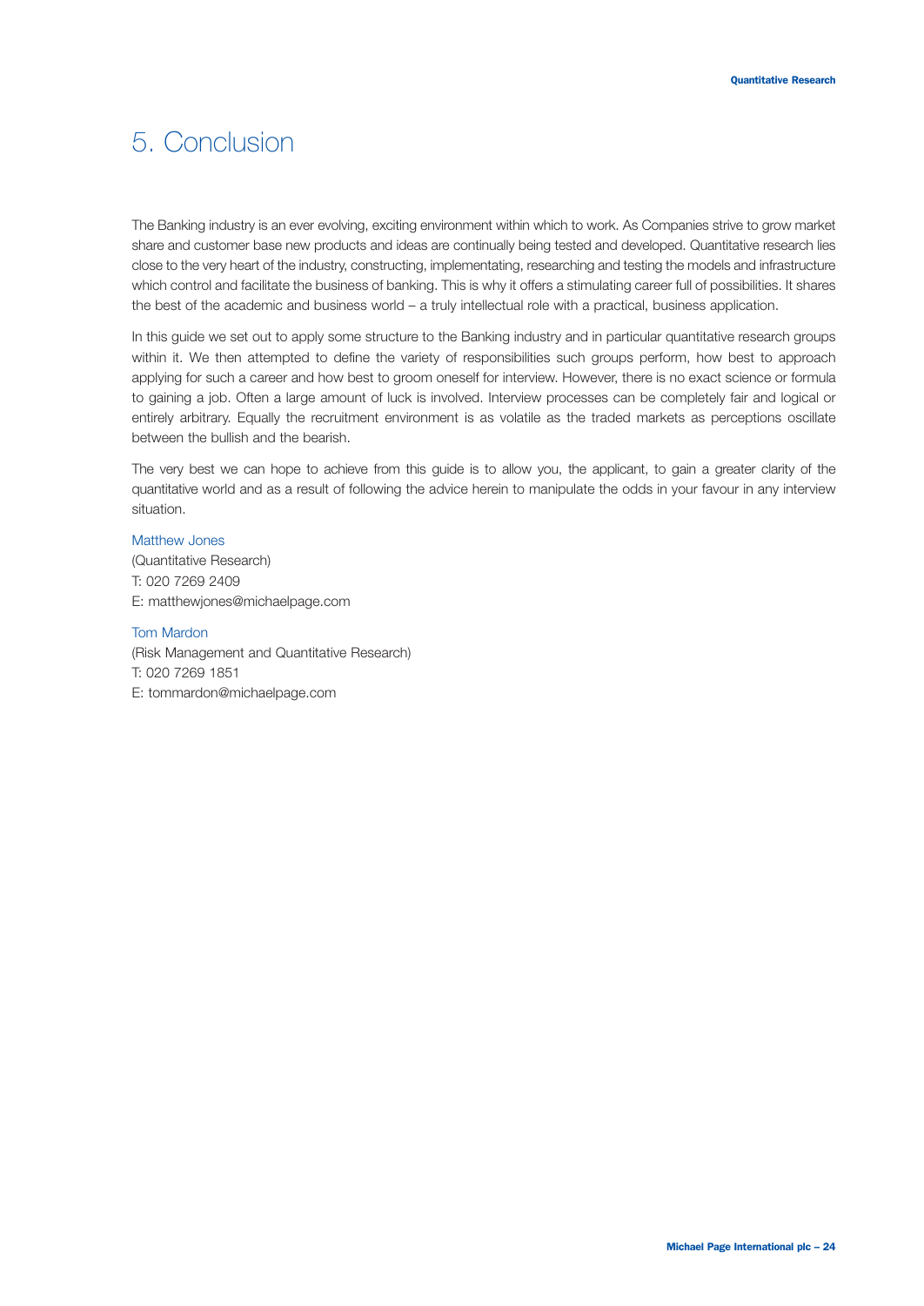# 5. Conclusion

The Banking industry is an ever evolving, exciting environment within which to work. As Companies strive to grow market share and customer base new products and ideas are continually being tested and developed. Quantitative research lies close to the very heart of the industry, constructing, implementating, researching and testing the models and infrastructure which control and facilitate the business of banking. This is why it offers a stimulating career full of possibilities. It shares the best of the academic and business world – a truly intellectual role with a practical, business application.

In this guide we set out to apply some structure to the Banking industry and in particular quantitative research groups within it. We then attempted to define the variety of responsibilities such groups perform, how best to approach applying for such a career and how best to groom oneself for interview. However, there is no exact science or formula to gaining a job. Often a large amount of luck is involved. Interview processes can be completely fair and logical or entirely arbitrary. Equally the recruitment environment is as volatile as the traded markets as perceptions oscillate between the bullish and the bearish.

The very best we can hope to achieve from this guide is to allow you, the applicant, to gain a greater clarity of the quantitative world and as a result of following the advice herein to manipulate the odds in your favour in any interview situation.

Matthew Jones
(Quantitative Research)
T: 020 7269 2409
E: matthewjones@michaelpage.com

Tom Mardon
(Risk Management and Quantitative Research)
T: 020 7269 1851
E: tommardon@michaelpage.com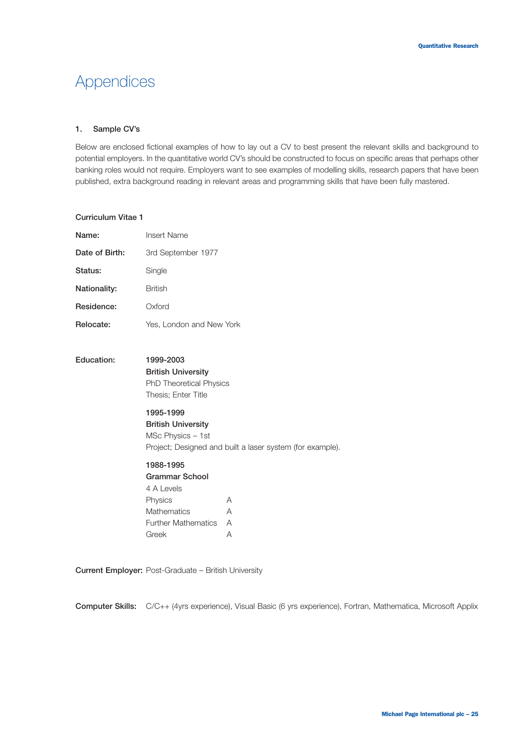# Appendices

## 1. Sample CV's

Below are enclosed fictional examples of how to lay out a CV to best present the relevant skills and background to potential employers. In the quantitative world CV's should be constructed to focus on specific areas that perhaps other banking roles would not require. Employers want to see examples of modelling skills, research papers that have been published, extra background reading in relevant areas and programming skills that have been fully mastered.

### Curriculum Vitae 1

**Name:** Insert Name

**Date of Birth:** 3rd September 1977

**Status:** Single

**Nationality:** British

**Residence:** Oxford

**Relocate:** Yes, London and New York

**Education:**

**1999-2003**
**British University**
PhD Theoretical Physics
Thesis; Enter Title

**1995-1999**
**British University**
MSc Physics – 1st
Project; Designed and built a laser system (for example).

**1988-1995**
**Grammar School**
4 A Levels

| | |
|---|---|
| Physics | A |
| Mathematics | A |
| Further Mathematics | A |
| Greek | A |

**Current Employer:** Post-Graduate – British University

**Computer Skills:** C/C++ (4yrs experience), Visual Basic (6 yrs experience), Fortran, Mathematica, Microsoft Applix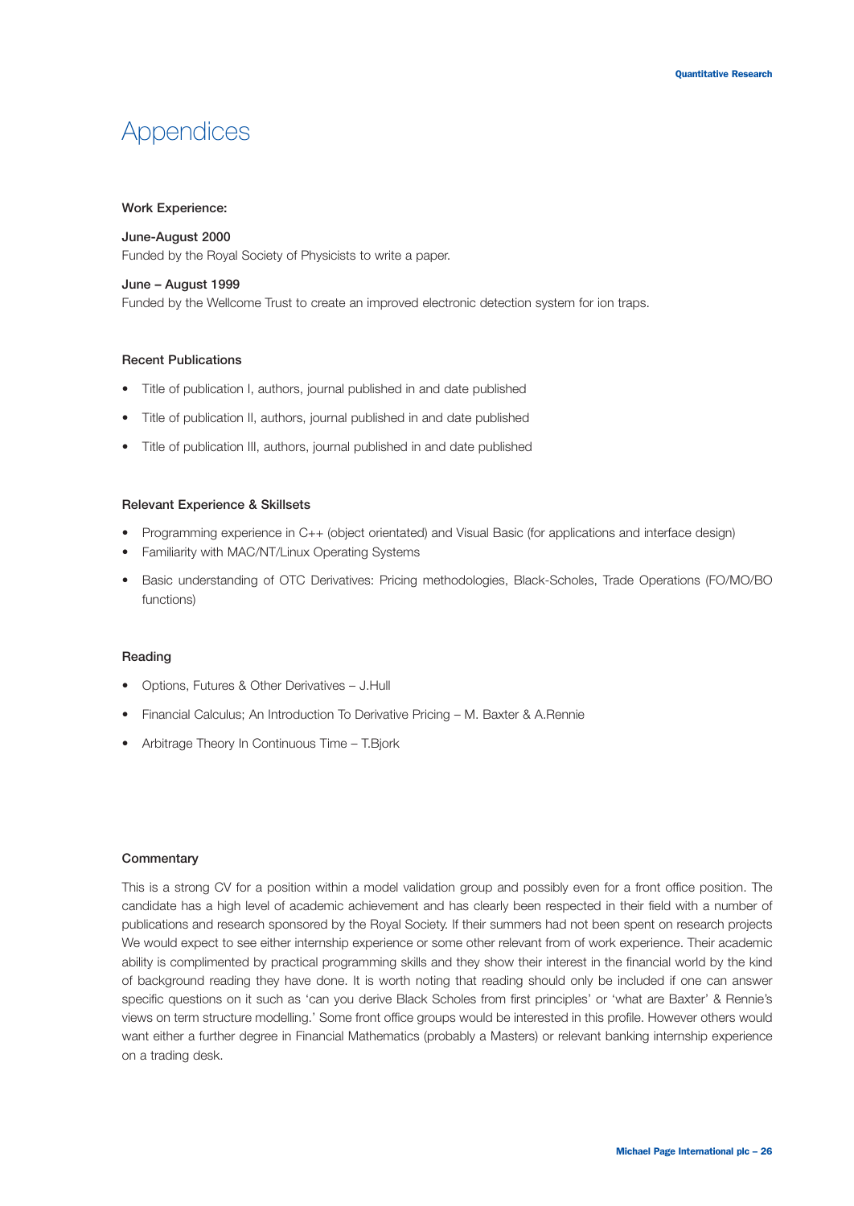# Appendices

**Work Experience:**

**June-August 2000**
Funded by the Royal Society of Physicists to write a paper.

**June – August 1999**
Funded by the Wellcome Trust to create an improved electronic detection system for ion traps.

**Recent Publications**

- Title of publication I, authors, journal published in and date published
- Title of publication II, authors, journal published in and date published
- Title of publication III, authors, journal published in and date published

**Relevant Experience & Skillsets**

- Programming experience in C++ (object orientated) and Visual Basic (for applications and interface design)
- Familiarity with MAC/NT/Linux Operating Systems
- Basic understanding of OTC Derivatives: Pricing methodologies, Black-Scholes, Trade Operations (FO/MO/BO functions)

**Reading**

- Options, Futures & Other Derivatives – J.Hull
- Financial Calculus; An Introduction To Derivative Pricing – M. Baxter & A.Rennie
- Arbitrage Theory In Continuous Time – T.Bjork

**Commentary**

This is a strong CV for a position within a model validation group and possibly even for a front office position. The candidate has a high level of academic achievement and has clearly been respected in their field with a number of publications and research sponsored by the Royal Society. If their summers had not been spent on research projects We would expect to see either internship experience or some other relevant from of work experience. Their academic ability is complimented by practical programming skills and they show their interest in the financial world by the kind of background reading they have done. It is worth noting that reading should only be included if one can answer specific questions on it such as 'can you derive Black Scholes from first principles' or 'what are Baxter' & Rennie's views on term structure modelling.' Some front office groups would be interested in this profile. However others would want either a further degree in Financial Mathematics (probably a Masters) or relevant banking internship experience on a trading desk.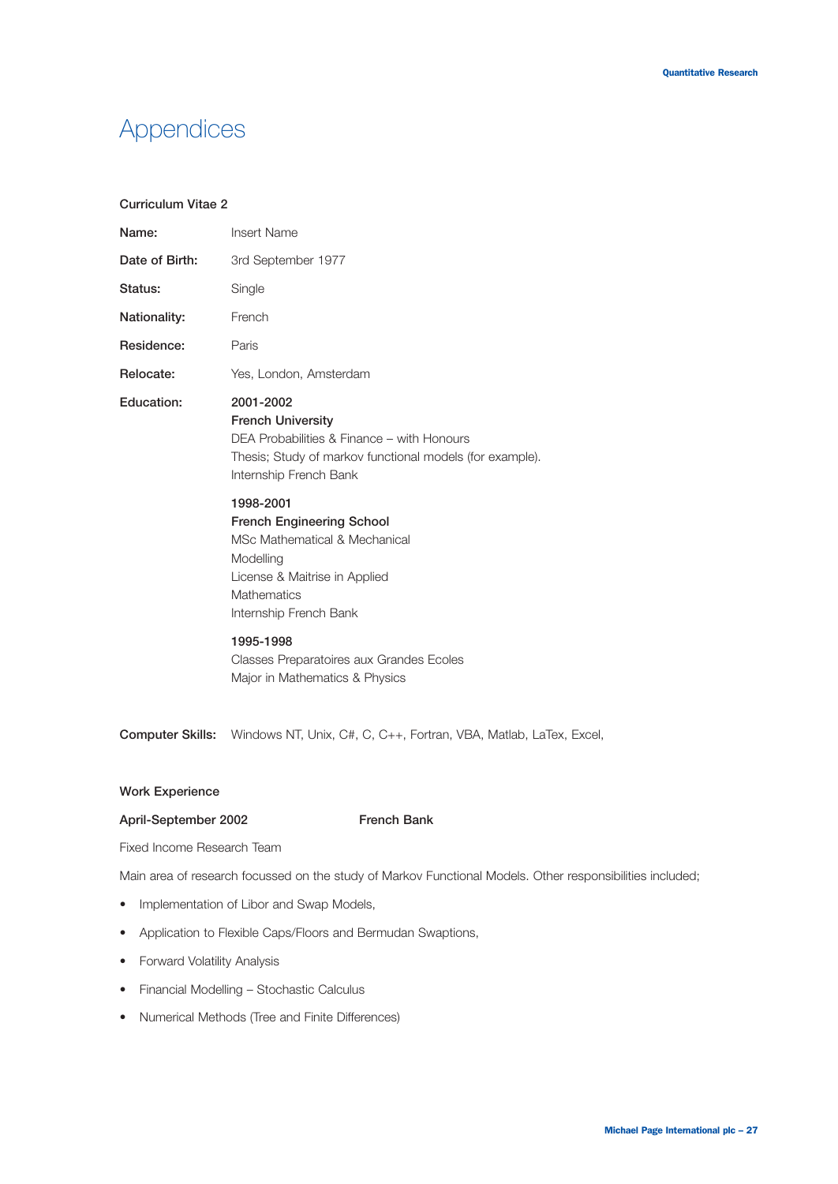# Appendices

**Curriculum Vitae 2**

**Name:** Insert Name

**Date of Birth:** 3rd September 1977

**Status:** Single

**Nationality:** French

**Residence:** Paris

**Relocate:** Yes, London, Amsterdam

**Education:**

**2001-2002**
**French University**
DEA Probabilities & Finance – with Honours
Thesis; Study of markov functional models (for example).
Internship French Bank

**1998-2001**
**French Engineering School**
MSc Mathematical & Mechanical Modelling
License & Maitrise in Applied Mathematics
Internship French Bank

**1995-1998**
Classes Preparatoires aux Grandes Ecoles
Major in Mathematics & Physics

**Computer Skills:** Windows NT, Unix, C#, C, C++, Fortran, VBA, Matlab, LaTex, Excel,

**Work Experience**

**April-September 2002** **French Bank**

Fixed Income Research Team

Main area of research focussed on the study of Markov Functional Models. Other responsibilities included;

- Implementation of Libor and Swap Models,
- Application to Flexible Caps/Floors and Bermudan Swaptions,
- Forward Volatility Analysis
- Financial Modelling – Stochastic Calculus
- Numerical Methods (Tree and Finite Differences)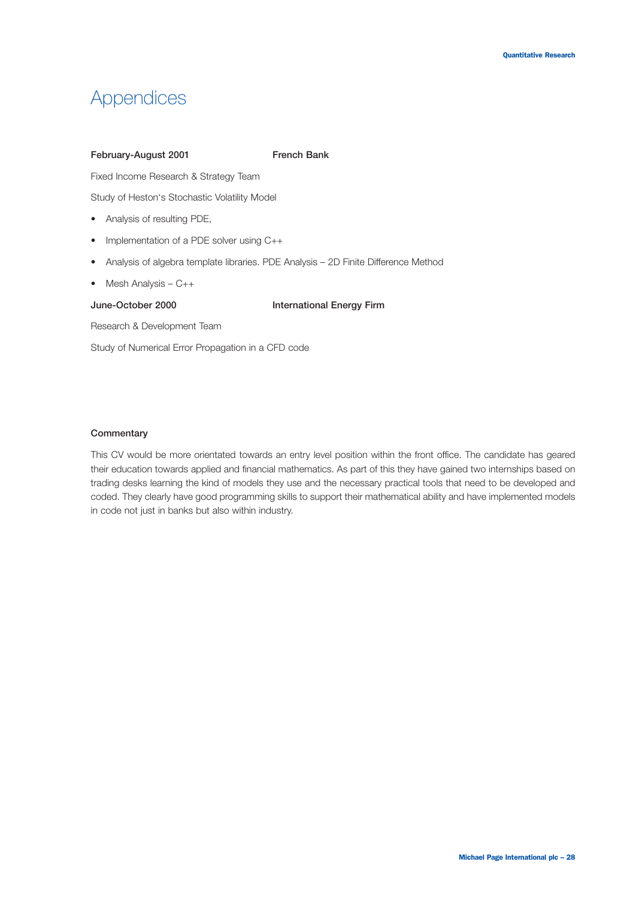# Appendices

**February-August 2001** **French Bank**

Fixed Income Research & Strategy Team

Study of Heston's Stochastic Volatility Model

- Analysis of resulting PDE,
- Implementation of a PDE solver using C++
- Analysis of algebra template libraries. PDE Analysis – 2D Finite Difference Method
- Mesh Analysis – C++

**June-October 2000** **International Energy Firm**

Research & Development Team

Study of Numerical Error Propagation in a CFD code

### Commentary

This CV would be more orientated towards an entry level position within the front office. The candidate has geared their education towards applied and financial mathematics. As part of this they have gained two internships based on trading desks learning the kind of models they use and the necessary practical tools that need to be developed and coded. They clearly have good programming skills to support their mathematical ability and have implemented models in code not just in banks but also within industry.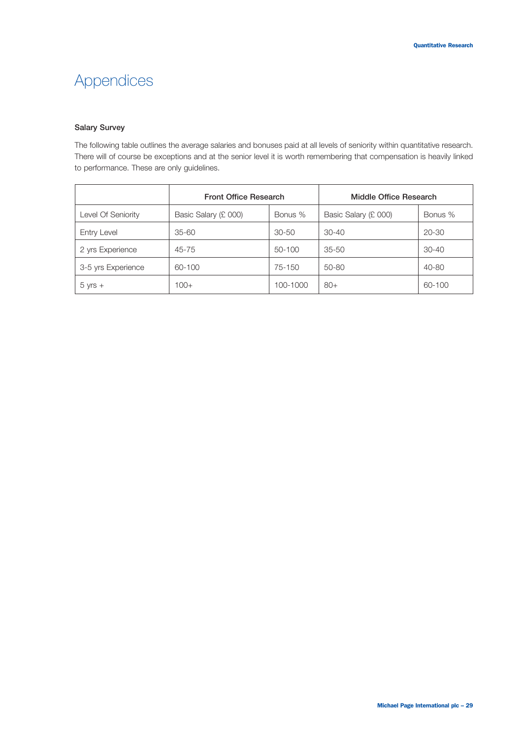# Appendices

### Salary Survey

The following table outlines the average salaries and bonuses paid at all levels of seniority within quantitative research. There will of course be exceptions and at the senior level it is worth remembering that compensation is heavily linked to performance. These are only guidelines.

| | Front Office Research | | Middle Office Research | |
|---|---|---|---|---|
| Level Of Seniority | Basic Salary (£ 000) | Bonus % | Basic Salary (£ 000) | Bonus % |
| Entry Level | 35-60 | 30-50 | 30-40 | 20-30 |
| 2 yrs Experience | 45-75 | 50-100 | 35-50 | 30-40 |
| 3-5 yrs Experience | 60-100 | 75-150 | 50-80 | 40-80 |
| 5 yrs + | 100+ | 100-1000 | 80+ | 60-100 |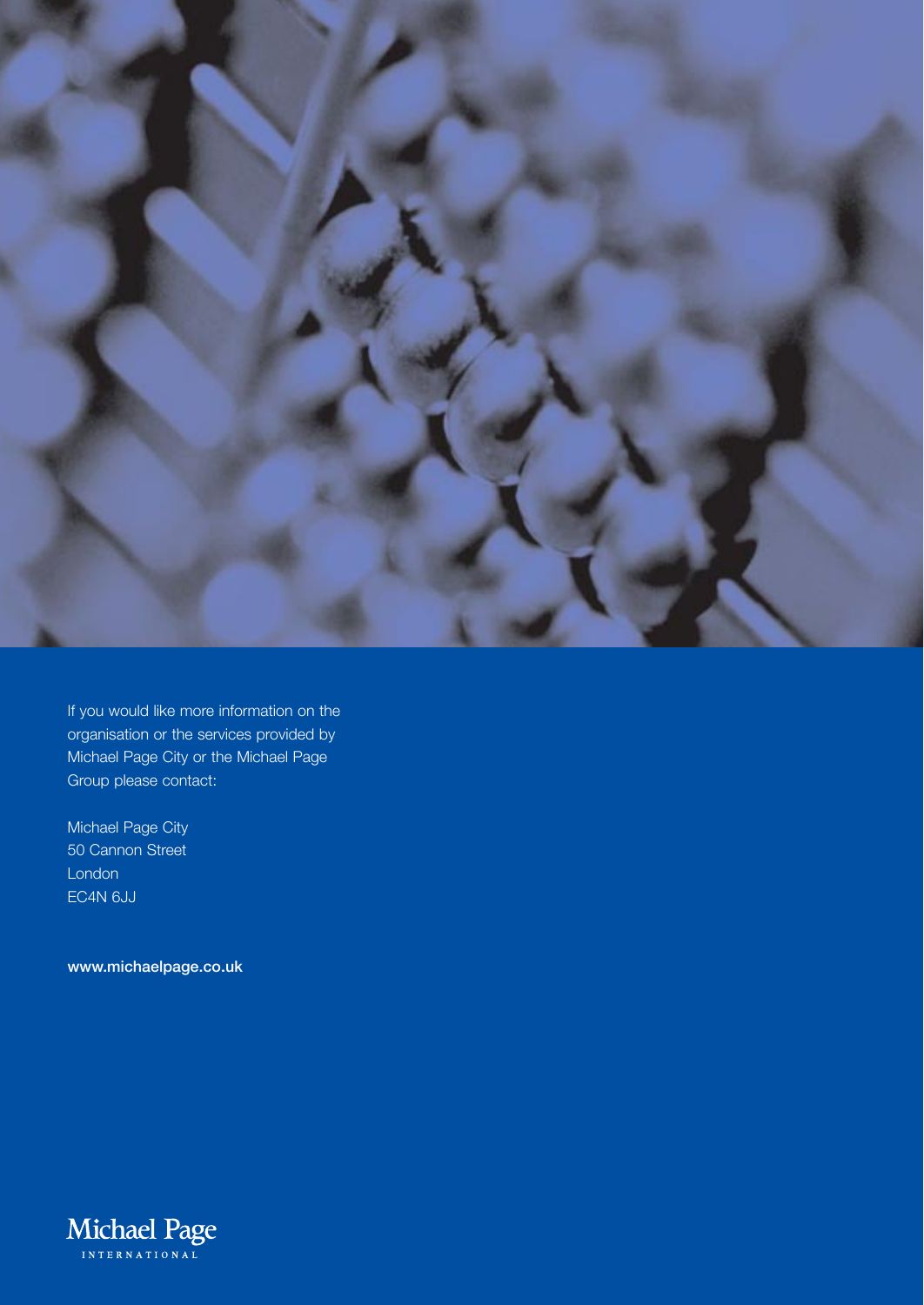If you would like more information on the organisation or the services provided by Michael Page City or the Michael Page Group please contact:

Michael Page City
50 Cannon Street
London
EC4N 6JJ

**www.michaelpage.co.uk**

Michael Page
INTERNATIONAL